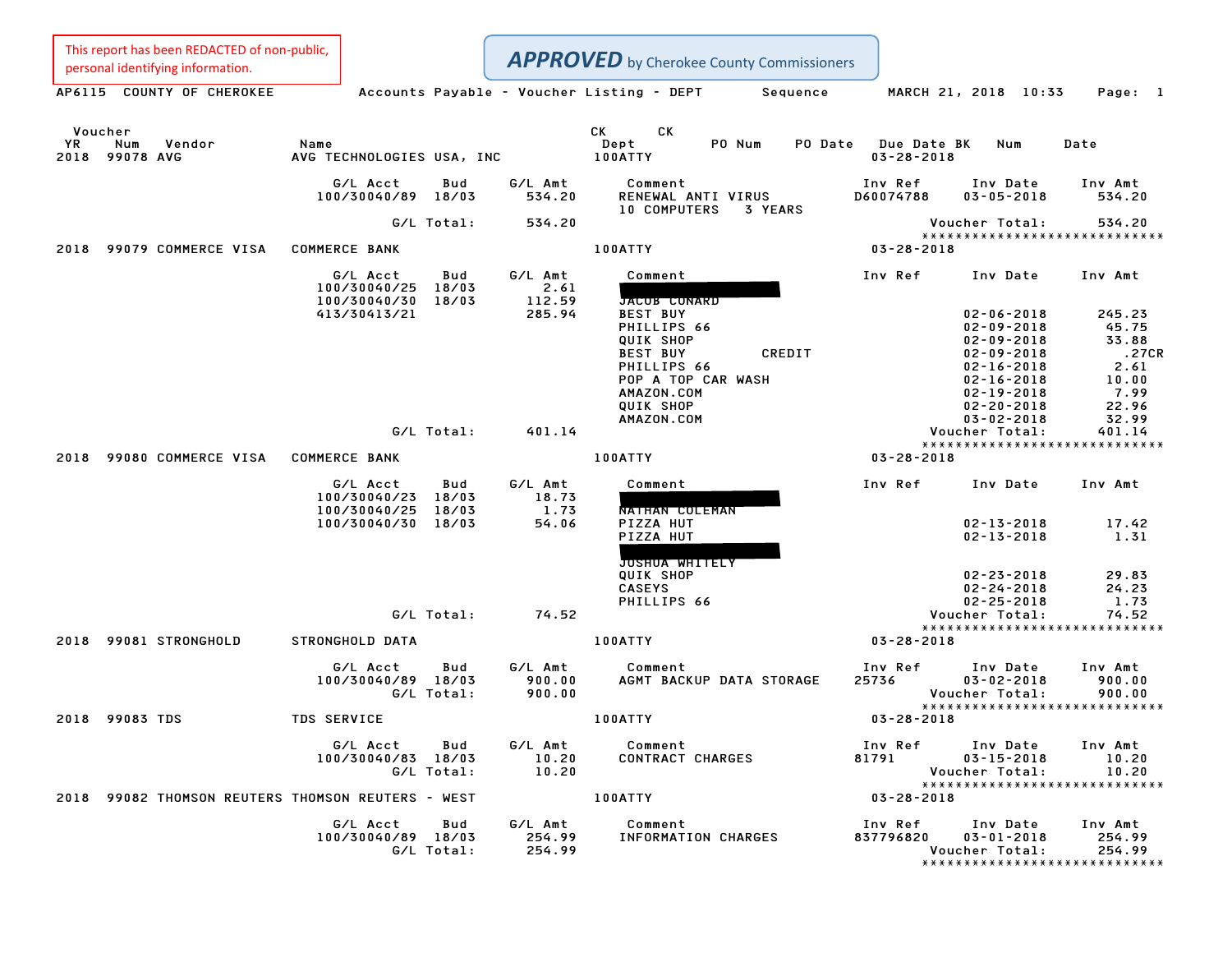This report has been REDACTED of non-public, personal identifying information.

***APPROVED*** by Cherokee County Commissioners

AP6115 COUNTY OF CHEROKEE — Accounts Payable - Voucher Listing - DEPT Sequence — MARCH 21, 2018 10:33

| Voucher YR | Num | Vendor | Name | CK Dept | PO Num | PO Date | Due Date | CK BK | Num | Date |
|---|---|---|---|---|---|---|---|---|---|---|
| 2018 | 99078 | AVG | AVG TECHNOLOGIES USA, INC | 100ATTY | | | 03-28-2018 | | | |

| G/L Acct | Bud | G/L Amt | Comment | Inv Ref | Inv Date | Inv Amt |
|---|---|---|---|---|---|---|
| 100/30040/89 | 18/03 | 534.20 | RENEWAL ANTI VIRUS | D60074788 | 03-05-2018 | 534.20 |
| | | | 10 COMPUTERS 3 YEARS | | | |
| G/L Total: | | 534.20 | | | Voucher Total: | 534.20 |

| Voucher YR | Num | Vendor | Name | CK Dept | Due Date |
|---|---|---|---|---|---|
| 2018 | 99079 | COMMERCE VISA | COMMERCE BANK | 100ATTY | 03-28-2018 |

| G/L Acct | Bud | G/L Amt | Comment | Inv Ref | Inv Date | Inv Amt |
|---|---|---|---|---|---|---|
| 100/30040/25 | 18/03 | 2.61 | [REDACTED] | | | |
| 100/30040/30 | 18/03 | 112.59 | JACOB CONARD | | | |
| 413/30413/21 | | 285.94 | BEST BUY | | 02-06-2018 | 245.23 |
| | | | PHILLIPS 66 | | 02-09-2018 | 45.75 |
| | | | QUIK SHOP | | 02-09-2018 | 33.88 |
| | | | BEST BUY CREDIT | | 02-09-2018 | .27CR |
| | | | PHILLIPS 66 | | 02-16-2018 | 2.61 |
| | | | POP A TOP CAR WASH | | 02-16-2018 | 10.00 |
| | | | AMAZON.COM | | 02-19-2018 | 7.99 |
| | | | QUIK SHOP | | 02-20-2018 | 22.96 |
| | | | AMAZON.COM | | 03-02-2018 | 32.99 |
| G/L Total: | | 401.14 | | | Voucher Total: | 401.14 |

| Voucher YR | Num | Vendor | Name | CK Dept | Due Date |
|---|---|---|---|---|---|
| 2018 | 99080 | COMMERCE VISA | COMMERCE BANK | 100ATTY | 03-28-2018 |

| G/L Acct | Bud | G/L Amt | Comment | Inv Ref | Inv Date | Inv Amt |
|---|---|---|---|---|---|---|
| 100/30040/23 | 18/03 | 18.73 | [REDACTED] | | | |
| 100/30040/25 | 18/03 | 1.73 | NATHAN COLEMAN | | | |
| 100/30040/30 | 18/03 | 54.06 | PIZZA HUT | | 02-13-2018 | 17.42 |
| | | | PIZZA HUT | | 02-13-2018 | 1.31 |
| | | | [REDACTED] | | | |
| | | | JOSHUA WHITELY | | | |
| | | | QUIK SHOP | | 02-23-2018 | 29.83 |
| | | | CASEYS | | 02-24-2018 | 24.23 |
| | | | PHILLIPS 66 | | 02-25-2018 | 1.73 |
| G/L Total: | | 74.52 | | | Voucher Total: | 74.52 |

| Voucher YR | Num | Vendor | Name | CK Dept | Due Date |
|---|---|---|---|---|---|
| 2018 | 99081 | STRONGHOLD | STRONGHOLD DATA | 100ATTY | 03-28-2018 |

| G/L Acct | Bud | G/L Amt | Comment | Inv Ref | Inv Date | Inv Amt |
|---|---|---|---|---|---|---|
| 100/30040/89 | 18/03 | 900.00 | AGMT BACKUP DATA STORAGE | 25736 | 03-02-2018 | 900.00 |
| G/L Total: | | 900.00 | | | Voucher Total: | 900.00 |

| Voucher YR | Num | Vendor | Name | CK Dept | Due Date |
|---|---|---|---|---|---|
| 2018 | 99083 | TDS | TDS SERVICE | 100ATTY | 03-28-2018 |

| G/L Acct | Bud | G/L Amt | Comment | Inv Ref | Inv Date | Inv Amt |
|---|---|---|---|---|---|---|
| 100/30040/83 | 18/03 | 10.20 | CONTRACT CHARGES | 81791 | 03-15-2018 | 10.20 |
| G/L Total: | | 10.20 | | | Voucher Total: | 10.20 |

| Voucher YR | Num | Vendor | Name | CK Dept | Due Date |
|---|---|---|---|---|---|
| 2018 | 99082 | THOMSON REUTERS | THOMSON REUTERS - WEST | 100ATTY | 03-28-2018 |

| G/L Acct | Bud | G/L Amt | Comment | Inv Ref | Inv Date | Inv Amt |
|---|---|---|---|---|---|---|
| 100/30040/89 | 18/03 | 254.99 | INFORMATION CHARGES | 837796820 | 03-01-2018 | 254.99 |
| G/L Total: | | 254.99 | | | Voucher Total: | 254.99 |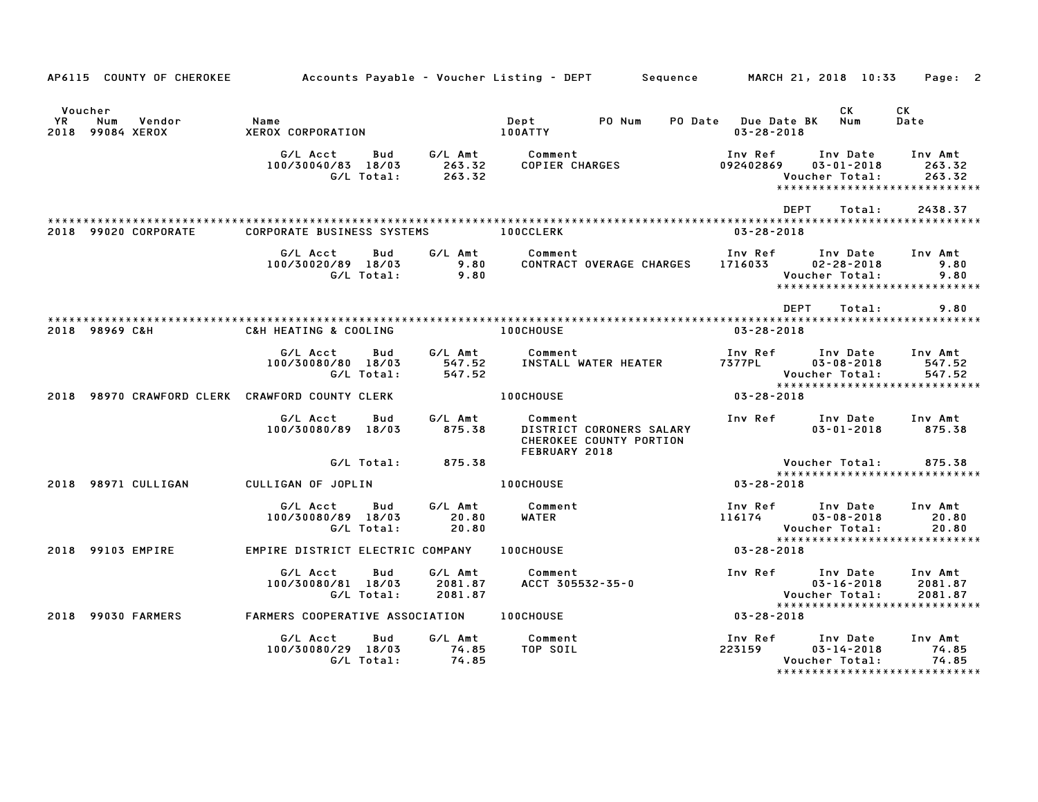AP6115 COUNTY OF CHEROKEE    Accounts Payable - Voucher Listing - DEPT    Sequence    MARCH 21, 2018 10:33

| Voucher YR | Num | Vendor | Name | Dept | PO Num | PO Date | Due Date | BK | CK Num | CK Date |
|---|---|---|---|---|---|---|---|---|---|---|
| 2018 | 99084 | XEROX | XEROX CORPORATION | 100ATTY | | | 03-28-2018 | | | |

| G/L Acct | Bud | G/L Amt | Comment | Inv Ref | Inv Date | Inv Amt |
|---|---|---|---|---|---|---|
| 100/30040/83 | 18/03 | 263.32 | COPIER CHARGES | 092402869 | 03-01-2018 | 263.32 |
| | G/L Total: | 263.32 | | | Voucher Total: | 263.32 |

DEPT Total: 2438.37

| Voucher YR | Num | Vendor | Name | Dept | Due Date |
|---|---|---|---|---|---|
| 2018 | 99020 | CORPORATE | CORPORATE BUSINESS SYSTEMS | 100CCLERK | 03-28-2018 |

| G/L Acct | Bud | G/L Amt | Comment | Inv Ref | Inv Date | Inv Amt |
|---|---|---|---|---|---|---|
| 100/30020/89 | 18/03 | 9.80 | CONTRACT OVERAGE CHARGES | 1716033 | 02-28-2018 | 9.80 |
| | G/L Total: | 9.80 | | | Voucher Total: | 9.80 |

DEPT Total: 9.80

| Voucher YR | Num | Vendor | Name | Dept | Due Date |
|---|---|---|---|---|---|
| 2018 | 98969 | C&H | C&H HEATING & COOLING | 100CHOUSE | 03-28-2018 |

| G/L Acct | Bud | G/L Amt | Comment | Inv Ref | Inv Date | Inv Amt |
|---|---|---|---|---|---|---|
| 100/30080/80 | 18/03 | 547.52 | INSTALL WATER HEATER | 7377PL | 03-08-2018 | 547.52 |
| | G/L Total: | 547.52 | | | Voucher Total: | 547.52 |

| Voucher YR | Num | Vendor | Name | Dept | Due Date |
|---|---|---|---|---|---|
| 2018 | 98970 | CRAWFORD CLERK | CRAWFORD COUNTY CLERK | 100CHOUSE | 03-28-2018 |

| G/L Acct | Bud | G/L Amt | Comment | Inv Ref | Inv Date | Inv Amt |
|---|---|---|---|---|---|---|
| 100/30080/89 | 18/03 | 875.38 | DISTRICT CORONERS SALARY CHEROKEE COUNTY PORTION FEBRUARY 2018 | | 03-01-2018 | 875.38 |
| | G/L Total: | 875.38 | | | Voucher Total: | 875.38 |

| Voucher YR | Num | Vendor | Name | Dept | Due Date |
|---|---|---|---|---|---|
| 2018 | 98971 | CULLIGAN | CULLIGAN OF JOPLIN | 100CHOUSE | 03-28-2018 |

| G/L Acct | Bud | G/L Amt | Comment | Inv Ref | Inv Date | Inv Amt |
|---|---|---|---|---|---|---|
| 100/30080/89 | 18/03 | 20.80 | WATER | 116174 | 03-08-2018 | 20.80 |
| | G/L Total: | 20.80 | | | Voucher Total: | 20.80 |

| Voucher YR | Num | Vendor | Name | Dept | Due Date |
|---|---|---|---|---|---|
| 2018 | 99103 | EMPIRE | EMPIRE DISTRICT ELECTRIC COMPANY | 100CHOUSE | 03-28-2018 |

| G/L Acct | Bud | G/L Amt | Comment | Inv Ref | Inv Date | Inv Amt |
|---|---|---|---|---|---|---|
| 100/30080/81 | 18/03 | 2081.87 | ACCT 305532-35-0 | | 03-16-2018 | 2081.87 |
| | G/L Total: | 2081.87 | | | Voucher Total: | 2081.87 |

| Voucher YR | Num | Vendor | Name | Dept | Due Date |
|---|---|---|---|---|---|
| 2018 | 99030 | FARMERS | FARMERS COOPERATIVE ASSOCIATION | 100CHOUSE | 03-28-2018 |

| G/L Acct | Bud | G/L Amt | Comment | Inv Ref | Inv Date | Inv Amt |
|---|---|---|---|---|---|---|
| 100/30080/29 | 18/03 | 74.85 | TOP SOIL | 223159 | 03-14-2018 | 74.85 |
| | G/L Total: | 74.85 | | | Voucher Total: | 74.85 |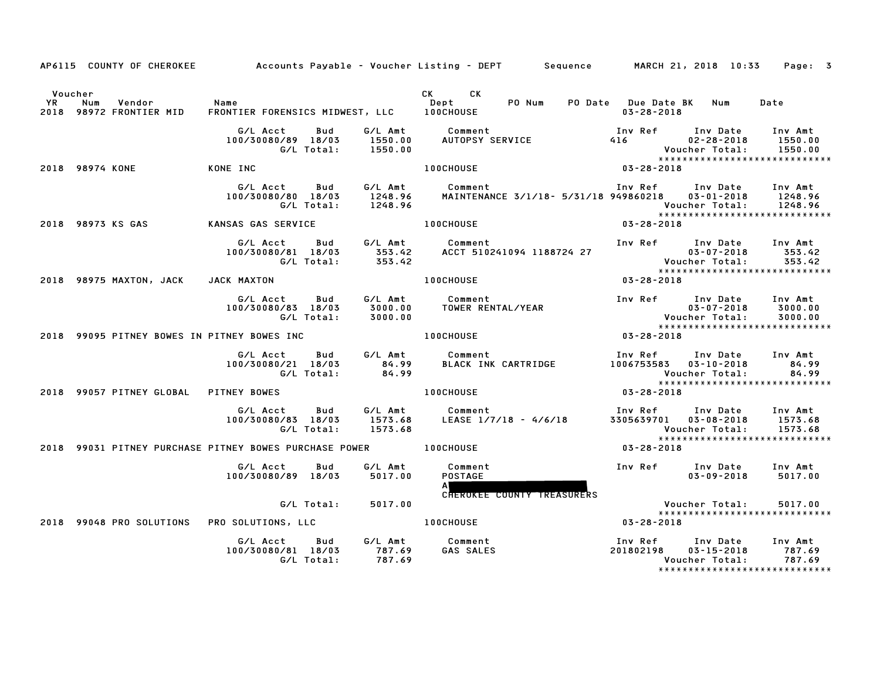AP6115 COUNTY OF CHEROKEE — Accounts Payable - Voucher Listing - DEPT — Sequence — MARCH 21, 2018 10:33

| Voucher YR | Num | Vendor | Name | CK Dept | CK | PO Num | PO Date | Due Date | BK | Num | Date |
|---|---|---|---|---|---|---|---|---|---|---|---|
| 2018 | 98972 | FRONTIER MID | FRONTIER FORENSICS MIDWEST, LLC | 100CHOUSE | | | | 03-28-2018 | | | |

| G/L Acct | Bud | G/L Amt | Comment | Inv Ref | Inv Date | Inv Amt |
|---|---|---|---|---|---|---|
| 100/30080/89 | 18/03 | 1550.00 | AUTOPSY SERVICE | 416 | 02-28-2018 | 1550.00 |
| | G/L Total: | 1550.00 | | | Voucher Total: | 1550.00 |

*****************************

| Voucher YR | Num | Vendor | Name | CK Dept | Due Date |
|---|---|---|---|---|---|
| 2018 | 98974 | KONE | KONE INC | 100CHOUSE | 03-28-2018 |

| G/L Acct | Bud | G/L Amt | Comment | Inv Ref | Inv Date | Inv Amt |
|---|---|---|---|---|---|---|
| 100/30080/80 | 18/03 | 1248.96 | MAINTENANCE 3/1/18- 5/31/18 | 949860218 | 03-01-2018 | 1248.96 |
| | G/L Total: | 1248.96 | | | Voucher Total: | 1248.96 |

*****************************

| Voucher YR | Num | Vendor | Name | CK Dept | Due Date |
|---|---|---|---|---|---|
| 2018 | 98973 | KS GAS | KANSAS GAS SERVICE | 100CHOUSE | 03-28-2018 |

| G/L Acct | Bud | G/L Amt | Comment | Inv Ref | Inv Date | Inv Amt |
|---|---|---|---|---|---|---|
| 100/30080/81 | 18/03 | 353.42 | ACCT 510241094 1188724 27 | | 03-07-2018 | 353.42 |
| | G/L Total: | 353.42 | | | Voucher Total: | 353.42 |

*****************************

| Voucher YR | Num | Vendor | Name | CK Dept | Due Date |
|---|---|---|---|---|---|
| 2018 | 98975 | MAXTON, JACK | JACK MAXTON | 100CHOUSE | 03-28-2018 |

| G/L Acct | Bud | G/L Amt | Comment | Inv Ref | Inv Date | Inv Amt |
|---|---|---|---|---|---|---|
| 100/30080/83 | 18/03 | 3000.00 | TOWER RENTAL/YEAR | | 03-07-2018 | 3000.00 |
| | G/L Total: | 3000.00 | | | Voucher Total: | 3000.00 |

*****************************

| Voucher YR | Num | Vendor | Name | CK Dept | Due Date |
|---|---|---|---|---|---|
| 2018 | 99095 | PITNEY BOWES IN | PITNEY BOWES INC | 100CHOUSE | 03-28-2018 |

| G/L Acct | Bud | G/L Amt | Comment | Inv Ref | Inv Date | Inv Amt |
|---|---|---|---|---|---|---|
| 100/30080/21 | 18/03 | 84.99 | BLACK INK CARTRIDGE | 1006753583 | 03-10-2018 | 84.99 |
| | G/L Total: | 84.99 | | | Voucher Total: | 84.99 |

*****************************

| Voucher YR | Num | Vendor | Name | CK Dept | Due Date |
|---|---|---|---|---|---|
| 2018 | 99057 | PITNEY GLOBAL | PITNEY BOWES | 100CHOUSE | 03-28-2018 |

| G/L Acct | Bud | G/L Amt | Comment | Inv Ref | Inv Date | Inv Amt |
|---|---|---|---|---|---|---|
| 100/30080/83 | 18/03 | 1573.68 | LEASE 1/7/18 - 4/6/18 | 3305639701 | 03-08-2018 | 1573.68 |
| | G/L Total: | 1573.68 | | | Voucher Total: | 1573.68 |

*****************************

| Voucher YR | Num | Vendor | Name | CK Dept | Due Date |
|---|---|---|---|---|---|
| 2018 | 99031 | PITNEY PURCHASE | PITNEY BOWES PURCHASE POWER | 100CHOUSE | 03-28-2018 |

| G/L Acct | Bud | G/L Amt | Comment | Inv Ref | Inv Date | Inv Amt |
|---|---|---|---|---|---|---|
| 100/30080/89 | 18/03 | 5017.00 | POSTAGE<br>A[REDACTED]<br>CHEROKEE COUNTY TREASURERS | | 03-09-2018 | 5017.00 |
| | G/L Total: | 5017.00 | | | Voucher Total: | 5017.00 |

*****************************

| Voucher YR | Num | Vendor | Name | CK Dept | Due Date |
|---|---|---|---|---|---|
| 2018 | 99048 | PRO SOLUTIONS | PRO SOLUTIONS, LLC | 100CHOUSE | 03-28-2018 |

| G/L Acct | Bud | G/L Amt | Comment | Inv Ref | Inv Date | Inv Amt |
|---|---|---|---|---|---|---|
| 100/30080/81 | 18/03 | 787.69 | GAS SALES | 201802198 | 03-15-2018 | 787.69 |
| | G/L Total: | 787.69 | | | Voucher Total: | 787.69 |

*****************************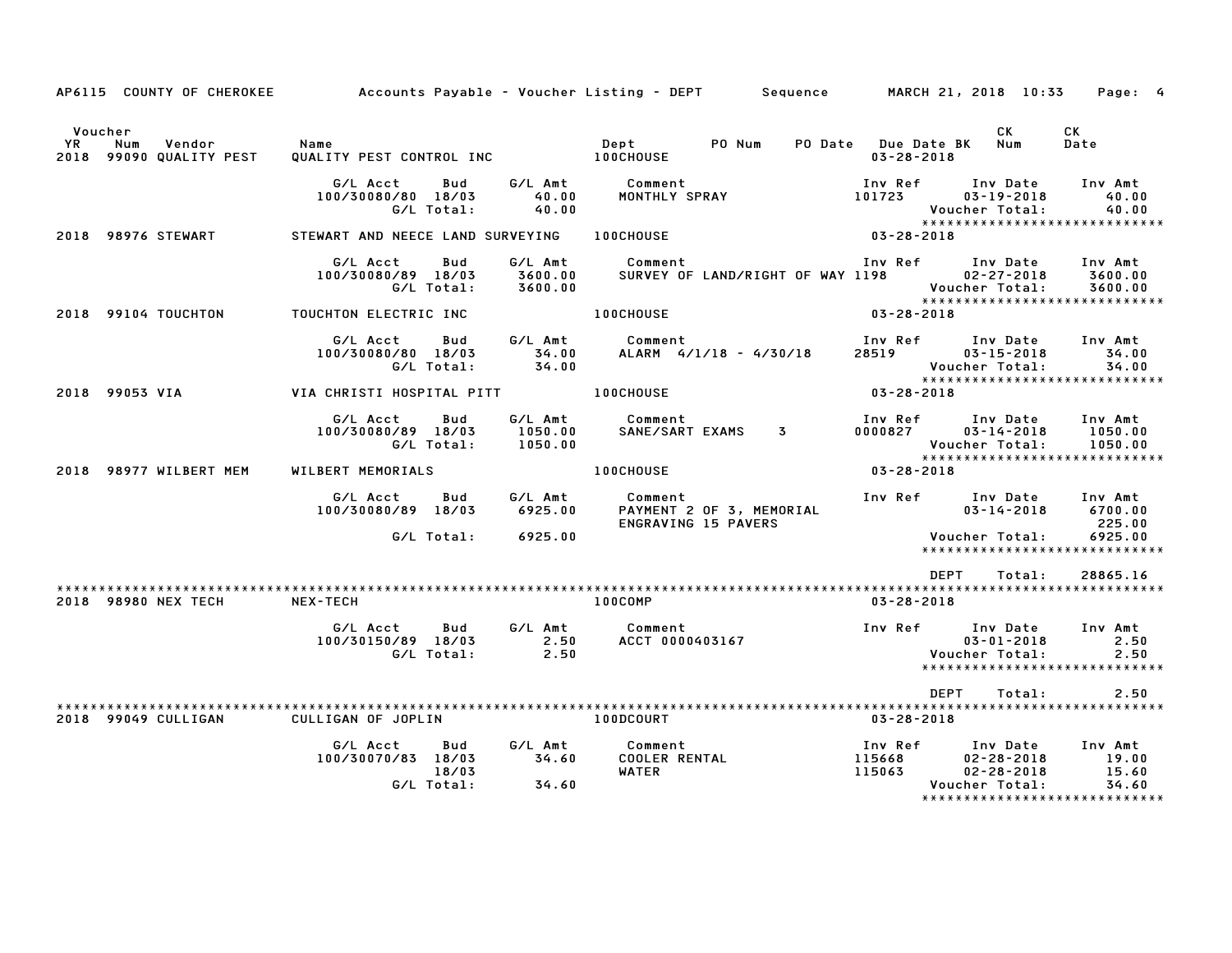AP6115 COUNTY OF CHEROKEE Accounts Payable - Voucher Listing - DEPT Sequence MARCH 21, 2018 10:33

| Voucher YR | Num | Vendor | Name | Dept | PO Num | PO Date | Due Date BK | CK Num | CK Date |
|---|---|---|---|---|---|---|---|---|---|
| 2018 | 99090 | QUALITY PEST | QUALITY PEST CONTROL INC | 100CHOUSE | | | 03-28-2018 | | |

| G/L Acct | Bud | G/L Amt | Comment | Inv Ref | Inv Date | Inv Amt |
|---|---|---|---|---|---|---|
| 100/30080/80 | 18/03 | 40.00 | MONTHLY SPRAY | 101723 | 03-19-2018 | 40.00 |
| | G/L Total: | 40.00 | | | Voucher Total: | 40.00 |

*****************************

2018 98976 STEWART — STEWART AND NEECE LAND SURVEYING — 100CHOUSE — 03-28-2018

| G/L Acct | Bud | G/L Amt | Comment | Inv Ref | Inv Date | Inv Amt |
|---|---|---|---|---|---|---|
| 100/30080/89 | 18/03 | 3600.00 | SURVEY OF LAND/RIGHT OF WAY | 1198 | 02-27-2018 | 3600.00 |
| | G/L Total: | 3600.00 | | | Voucher Total: | 3600.00 |

*****************************

2018 99104 TOUCHTON — TOUCHTON ELECTRIC INC — 100CHOUSE — 03-28-2018

| G/L Acct | Bud | G/L Amt | Comment | Inv Ref | Inv Date | Inv Amt |
|---|---|---|---|---|---|---|
| 100/30080/80 | 18/03 | 34.00 | ALARM 4/1/18 - 4/30/18 | 28519 | 03-15-2018 | 34.00 |
| | G/L Total: | 34.00 | | | Voucher Total: | 34.00 |

*****************************

2018 99053 VIA — VIA CHRISTI HOSPITAL PITT — 100CHOUSE — 03-28-2018

| G/L Acct | Bud | G/L Amt | Comment | Inv Ref | Inv Date | Inv Amt |
|---|---|---|---|---|---|---|
| 100/30080/89 | 18/03 | 1050.00 | SANE/SART EXAMS 3 | 0000827 | 03-14-2018 | 1050.00 |
| | G/L Total: | 1050.00 | | | Voucher Total: | 1050.00 |

*****************************

2018 98977 WILBERT MEM — WILBERT MEMORIALS — 100CHOUSE — 03-28-2018

| G/L Acct | Bud | G/L Amt | Comment | Inv Ref | Inv Date | Inv Amt |
|---|---|---|---|---|---|---|
| 100/30080/89 | 18/03 | 6925.00 | PAYMENT 2 OF 3, MEMORIAL | | 03-14-2018 | 6700.00 |
| | | | ENGRAVING 15 PAVERS | | | 225.00 |
| | G/L Total: | 6925.00 | | | Voucher Total: | 6925.00 |

*****************************

DEPT Total: 28865.16

*****************************

2018 98980 NEX TECH — NEX-TECH — 100COMP — 03-28-2018

| G/L Acct | Bud | G/L Amt | Comment | Inv Ref | Inv Date | Inv Amt |
|---|---|---|---|---|---|---|
| 100/30150/89 | 18/03 | 2.50 | ACCT 0000403167 | | 03-01-2018 | 2.50 |
| | G/L Total: | 2.50 | | | Voucher Total: | 2.50 |

*****************************

DEPT Total: 2.50

*****************************

2018 99049 CULLIGAN — CULLIGAN OF JOPLIN — 100DCOURT — 03-28-2018

| G/L Acct | Bud | G/L Amt | Comment | Inv Ref | Inv Date | Inv Amt |
|---|---|---|---|---|---|---|
| 100/30070/83 | 18/03 | 34.60 | COOLER RENTAL | 115668 | 02-28-2018 | 19.00 |
| | 18/03 | | WATER | 115063 | 02-28-2018 | 15.60 |
| | G/L Total: | 34.60 | | | Voucher Total: | 34.60 |

*****************************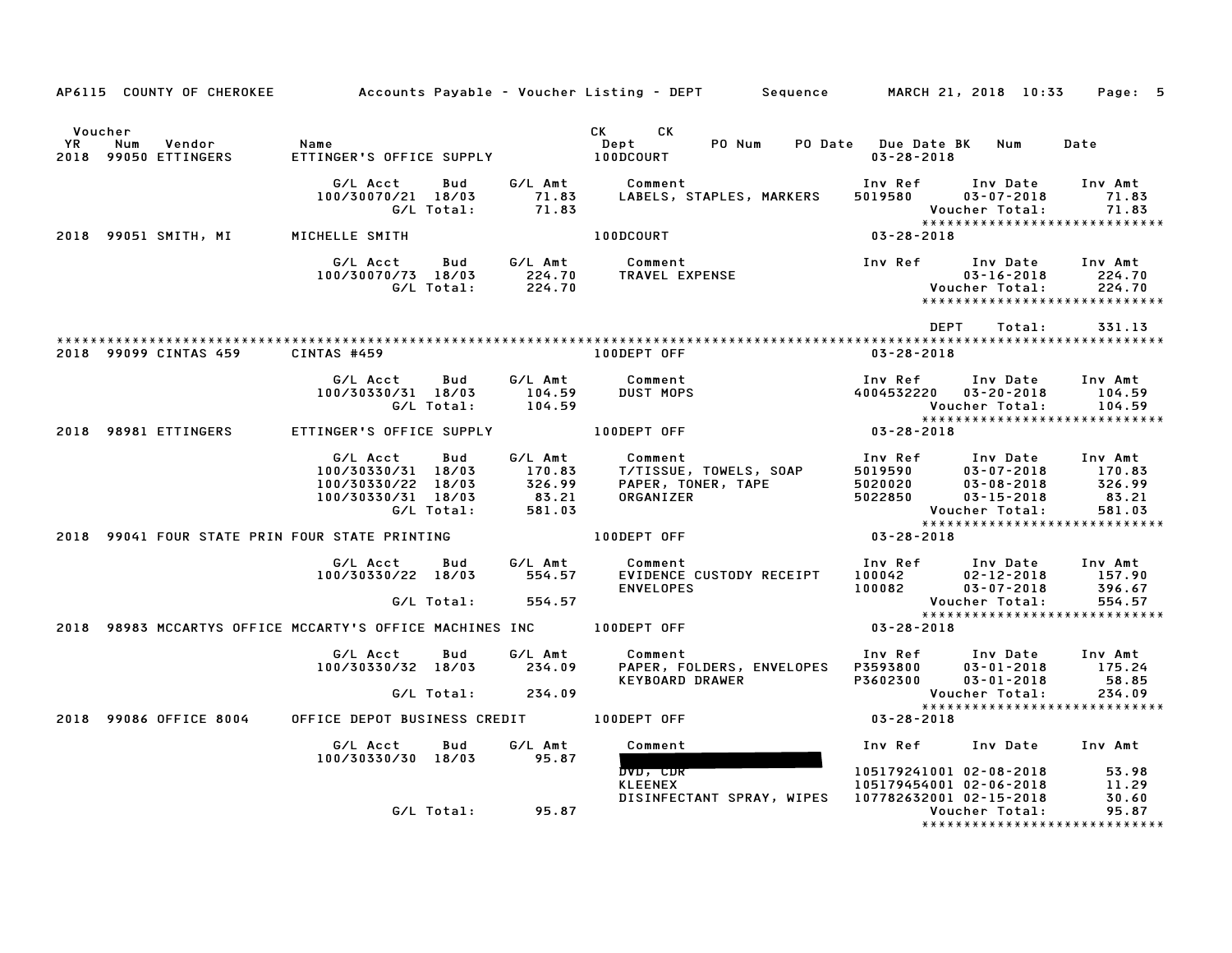AP6115 COUNTY OF CHEROKEE Accounts Payable - Voucher Listing - DEPT Sequence MARCH 21, 2018 10:33

| Voucher YR | Num | Vendor | Name | CK Dept | CK | PO Num | PO Date | Due Date BK | Num | Date |
|---|---|---|---|---|---|---|---|---|---|---|
| 2018 | 99050 | ETTINGERS | ETTINGER'S OFFICE SUPPLY | 100DCOURT | | | | 03-28-2018 | | |

| G/L Acct | Bud | G/L Amt | Comment | Inv Ref | Inv Date | Inv Amt |
|---|---|---|---|---|---|---|
| 100/30070/21 | 18/03 | 71.83 | LABELS, STAPLES, MARKERS | 5019580 | 03-07-2018 | 71.83 |
| | G/L Total: | 71.83 | | | Voucher Total: | 71.83 |

******************************

| YR | Num | Vendor | Name | Dept | Due Date |
|---|---|---|---|---|---|
| 2018 | 99051 | SMITH, MI | MICHELLE SMITH | 100DCOURT | 03-28-2018 |

| G/L Acct | Bud | G/L Amt | Comment | Inv Ref | Inv Date | Inv Amt |
|---|---|---|---|---|---|---|
| 100/30070/73 | 18/03 | 224.70 | TRAVEL EXPENSE | | 03-16-2018 | 224.70 |
| | G/L Total: | 224.70 | | | Voucher Total: | 224.70 |

******************************

DEPT Total: 331.13

******************************

| YR | Num | Vendor | Name | Dept | Due Date |
|---|---|---|---|---|---|
| 2018 | 99099 | CINTAS 459 | CINTAS #459 | 100DEPT OFF | 03-28-2018 |

| G/L Acct | Bud | G/L Amt | Comment | Inv Ref | Inv Date | Inv Amt |
|---|---|---|---|---|---|---|
| 100/30330/31 | 18/03 | 104.59 | DUST MOPS | 4004532220 | 03-20-2018 | 104.59 |
| | G/L Total: | 104.59 | | | Voucher Total: | 104.59 |

******************************

| YR | Num | Vendor | Name | Dept | Due Date |
|---|---|---|---|---|---|
| 2018 | 98981 | ETTINGERS | ETTINGER'S OFFICE SUPPLY | 100DEPT OFF | 03-28-2018 |

| G/L Acct | Bud | G/L Amt | Comment | Inv Ref | Inv Date | Inv Amt |
|---|---|---|---|---|---|---|
| 100/30330/31 | 18/03 | 170.83 | T/TISSUE, TOWELS, SOAP | 5019590 | 03-07-2018 | 170.83 |
| 100/30330/22 | 18/03 | 326.99 | PAPER, TONER, TAPE | 5020020 | 03-08-2018 | 326.99 |
| 100/30330/31 | 18/03 | 83.21 | ORGANIZER | 5022850 | 03-15-2018 | 83.21 |
| | G/L Total: | 581.03 | | | Voucher Total: | 581.03 |

******************************

| YR | Num | Vendor | Name | Dept | Due Date |
|---|---|---|---|---|---|
| 2018 | 99041 | FOUR STATE PRIN | FOUR STATE PRINTING | 100DEPT OFF | 03-28-2018 |

| G/L Acct | Bud | G/L Amt | Comment | Inv Ref | Inv Date | Inv Amt |
|---|---|---|---|---|---|---|
| 100/30330/22 | 18/03 | 554.57 | EVIDENCE CUSTODY RECEIPT | 100042 | 02-12-2018 | 157.90 |
| | | | ENVELOPES | 100082 | 03-07-2018 | 396.67 |
| | G/L Total: | 554.57 | | | Voucher Total: | 554.57 |

******************************

| YR | Num | Vendor | Name | Dept | Due Date |
|---|---|---|---|---|---|
| 2018 | 98983 | MCCARTYS OFFICE | MCCARTY'S OFFICE MACHINES INC | 100DEPT OFF | 03-28-2018 |

| G/L Acct | Bud | G/L Amt | Comment | Inv Ref | Inv Date | Inv Amt |
|---|---|---|---|---|---|---|
| 100/30330/32 | 18/03 | 234.09 | PAPER, FOLDERS, ENVELOPES | P3593800 | 03-01-2018 | 175.24 |
| | | | KEYBOARD DRAWER | P3602300 | 03-01-2018 | 58.85 |
| | G/L Total: | 234.09 | | | Voucher Total: | 234.09 |

******************************

| YR | Num | Vendor | Name | Dept | Due Date |
|---|---|---|---|---|---|
| 2018 | 99086 | OFFICE 8004 | OFFICE DEPOT BUSINESS CREDIT | 100DEPT OFF | 03-28-2018 |

| G/L Acct | Bud | G/L Amt | Comment | Inv Ref | Inv Date | Inv Amt |
|---|---|---|---|---|---|---|
| 100/30330/30 | 18/03 | 95.87 | [REDACTED] | | | |
| | | | DVD, CDR | 105179241001 | 02-08-2018 | 53.98 |
| | | | KLEENEX | 105179454001 | 02-06-2018 | 11.29 |
| | | | DISINFECTANT SPRAY, WIPES | 107782632001 | 02-15-2018 | 30.60 |
| | G/L Total: | 95.87 | | | Voucher Total: | 95.87 |

******************************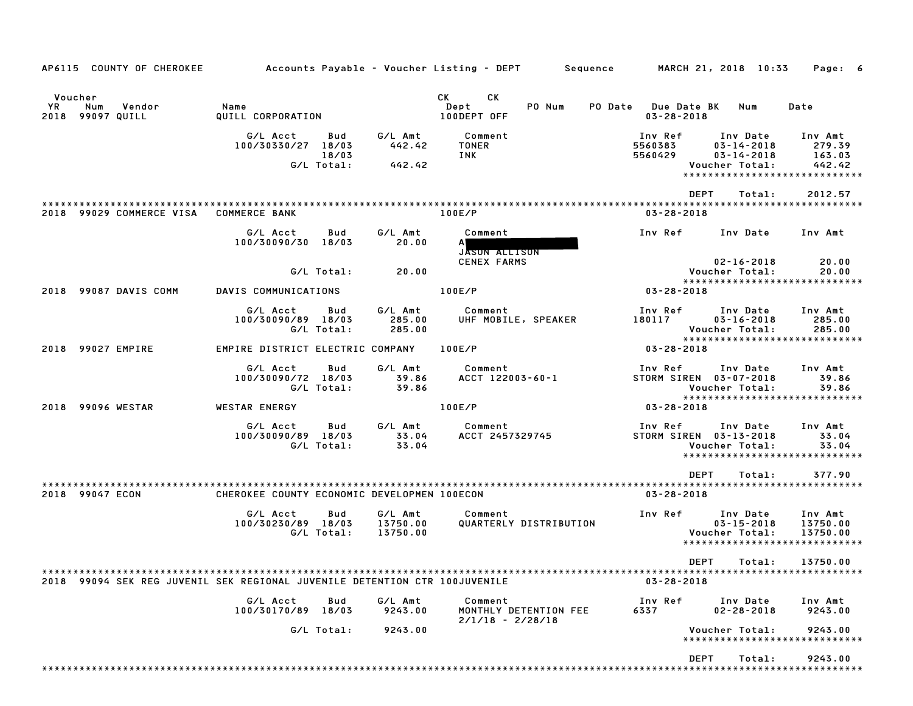AP6115 COUNTY OF CHEROKEE Accounts Payable - Voucher Listing - DEPT Sequence MARCH 21, 2018 10:33

| Voucher YR | Num | Vendor | Name | CK Dept | CK | PO Num | PO Date | Due Date | BK | Num | Date |
|---|---|---|---|---|---|---|---|---|---|---|---|
| 2018 | 99097 | QUILL | QUILL CORPORATION | 100DEPT OFF | | | | 03-28-2018 | | | |

| G/L Acct | Bud | G/L Amt | Comment | Inv Ref | Inv Date | Inv Amt |
|---|---|---|---|---|---|---|
| 100/30330/27 | 18/03 | 442.42 | TONER | 5560383 | 03-14-2018 | 279.39 |
| | 18/03 | | INK | 5560429 | 03-14-2018 | 163.03 |
| | G/L Total: | 442.42 | | | Voucher Total: | 442.42 |

DEPT Total: 2012.57

2018 99029 COMMERCE VISA COMMERCE BANK 100E/P 03-28-2018

| G/L Acct | Bud | G/L Amt | Comment | Inv Ref | Inv Date | Inv Amt |
|---|---|---|---|---|---|---|
| 100/30090/30 | 18/03 | 20.00 | A[REDACTED] JASON ALLISON CENEX FARMS | | 02-16-2018 | 20.00 |
| | G/L Total: | 20.00 | | | Voucher Total: | 20.00 |

2018 99087 DAVIS COMM DAVIS COMMUNICATIONS 100E/P 03-28-2018

| G/L Acct | Bud | G/L Amt | Comment | Inv Ref | Inv Date | Inv Amt |
|---|---|---|---|---|---|---|
| 100/30090/89 | 18/03 | 285.00 | UHF MOBILE, SPEAKER | 180117 | 03-16-2018 | 285.00 |
| | G/L Total: | 285.00 | | | Voucher Total: | 285.00 |

2018 99027 EMPIRE EMPIRE DISTRICT ELECTRIC COMPANY 100E/P 03-28-2018

| G/L Acct | Bud | G/L Amt | Comment | Inv Ref | Inv Date | Inv Amt |
|---|---|---|---|---|---|---|
| 100/30090/72 | 18/03 | 39.86 | ACCT 122003-60-1 | STORM SIREN | 03-07-2018 | 39.86 |
| | G/L Total: | 39.86 | | | Voucher Total: | 39.86 |

2018 99096 WESTAR WESTAR ENERGY 100E/P 03-28-2018

| G/L Acct | Bud | G/L Amt | Comment | Inv Ref | Inv Date | Inv Amt |
|---|---|---|---|---|---|---|
| 100/30090/89 | 18/03 | 33.04 | ACCT 2457329745 | STORM SIREN | 03-13-2018 | 33.04 |
| | G/L Total: | 33.04 | | | Voucher Total: | 33.04 |

DEPT Total: 377.90

2018 99047 ECON CHEROKEE COUNTY ECONOMIC DEVELOPMEN 100ECON 03-28-2018

| G/L Acct | Bud | G/L Amt | Comment | Inv Ref | Inv Date | Inv Amt |
|---|---|---|---|---|---|---|
| 100/30230/89 | 18/03 | 13750.00 | QUARTERLY DISTRIBUTION | | 03-15-2018 | 13750.00 |
| | G/L Total: | 13750.00 | | | Voucher Total: | 13750.00 |

DEPT Total: 13750.00

2018 99094 SEK REG JUVENIL SEK REGIONAL JUVENILE DETENTION CTR 100JUVENILE 03-28-2018

| G/L Acct | Bud | G/L Amt | Comment | Inv Ref | Inv Date | Inv Amt |
|---|---|---|---|---|---|---|
| 100/30170/89 | 18/03 | 9243.00 | MONTHLY DETENTION FEE 2/1/18 - 2/28/18 | 6337 | 02-28-2018 | 9243.00 |
| | G/L Total: | 9243.00 | | | Voucher Total: | 9243.00 |

DEPT Total: 9243.00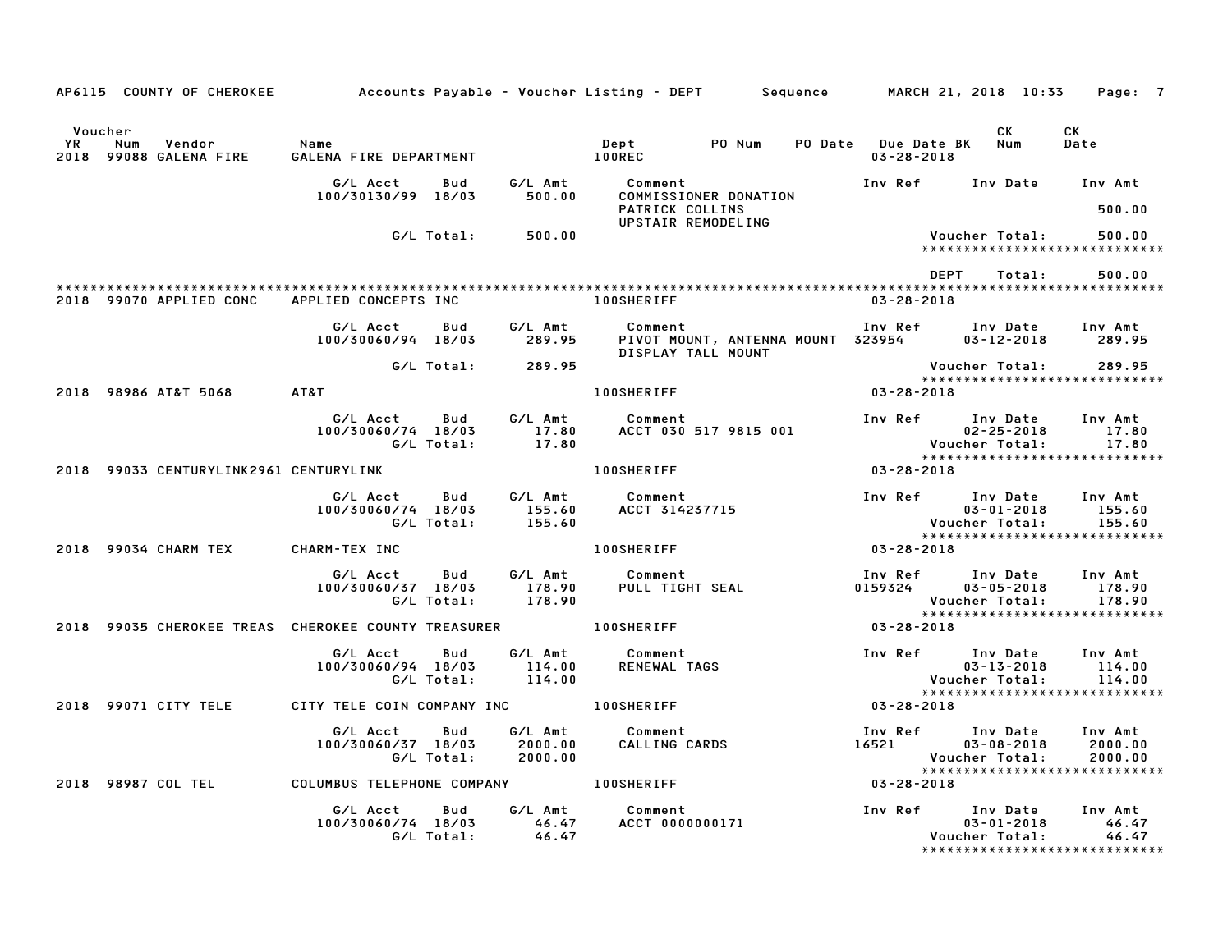AP6115 COUNTY OF CHEROKEE — Accounts Payable - Voucher Listing - DEPT — Sequence — MARCH 21, 2018 10:33

| Voucher YR | Num | Vendor | Name | Dept | PO Num | PO Date | Due Date | BK | CK Num | CK Date |
|---|---|---|---|---|---|---|---|---|---|---|
| 2018 | 99088 | GALENA FIRE | GALENA FIRE DEPARTMENT | 100REC | | | 03-28-2018 | | | |

| G/L Acct | Bud | G/L Amt | Comment | Inv Ref | Inv Date | Inv Amt |
|---|---|---|---|---|---|---|
| 100/30130/99 | 18/03 | 500.00 | COMMISSIONER DONATION PATRICK COLLINS UPSTAIR REMODELING | | | 500.00 |
| | G/L Total: | 500.00 | | | Voucher Total: | 500.00 |

DEPT Total: 500.00

| Voucher YR | Num | Vendor | Name | Dept | Due Date |
|---|---|---|---|---|---|
| 2018 | 99070 | APPLIED CONC | APPLIED CONCEPTS INC | 100SHERIFF | 03-28-2018 |

| G/L Acct | Bud | G/L Amt | Comment | Inv Ref | Inv Date | Inv Amt |
|---|---|---|---|---|---|---|
| 100/30060/94 | 18/03 | 289.95 | PIVOT MOUNT, ANTENNA MOUNT DISPLAY TALL MOUNT | 323954 | 03-12-2018 | 289.95 |
| | G/L Total: | 289.95 | | | Voucher Total: | 289.95 |

| Voucher YR | Num | Vendor | Name | Dept | Due Date |
|---|---|---|---|---|---|
| 2018 | 98986 | AT&T 5068 | AT&T | 100SHERIFF | 03-28-2018 |

| G/L Acct | Bud | G/L Amt | Comment | Inv Ref | Inv Date | Inv Amt |
|---|---|---|---|---|---|---|
| 100/30060/74 | 18/03 | 17.80 | ACCT 030 517 9815 001 | | 02-25-2018 | 17.80 |
| | G/L Total: | 17.80 | | | Voucher Total: | 17.80 |

| Voucher YR | Num | Vendor | Name | Dept | Due Date |
|---|---|---|---|---|---|
| 2018 | 99033 | CENTURYLINK2961 | CENTURYLINK | 100SHERIFF | 03-28-2018 |

| G/L Acct | Bud | G/L Amt | Comment | Inv Ref | Inv Date | Inv Amt |
|---|---|---|---|---|---|---|
| 100/30060/74 | 18/03 | 155.60 | ACCT 314237715 | | 03-01-2018 | 155.60 |
| | G/L Total: | 155.60 | | | Voucher Total: | 155.60 |

| Voucher YR | Num | Vendor | Name | Dept | Due Date |
|---|---|---|---|---|---|
| 2018 | 99034 | CHARM TEX | CHARM-TEX INC | 100SHERIFF | 03-28-2018 |

| G/L Acct | Bud | G/L Amt | Comment | Inv Ref | Inv Date | Inv Amt |
|---|---|---|---|---|---|---|
| 100/30060/37 | 18/03 | 178.90 | PULL TIGHT SEAL | 0159324 | 03-05-2018 | 178.90 |
| | G/L Total: | 178.90 | | | Voucher Total: | 178.90 |

| Voucher YR | Num | Vendor | Name | Dept | Due Date |
|---|---|---|---|---|---|
| 2018 | 99035 | CHEROKEE TREAS | CHEROKEE COUNTY TREASURER | 100SHERIFF | 03-28-2018 |

| G/L Acct | Bud | G/L Amt | Comment | Inv Ref | Inv Date | Inv Amt |
|---|---|---|---|---|---|---|
| 100/30060/94 | 18/03 | 114.00 | RENEWAL TAGS | | 03-13-2018 | 114.00 |
| | G/L Total: | 114.00 | | | Voucher Total: | 114.00 |

| Voucher YR | Num | Vendor | Name | Dept | Due Date |
|---|---|---|---|---|---|
| 2018 | 99071 | CITY TELE | CITY TELE COIN COMPANY INC | 100SHERIFF | 03-28-2018 |

| G/L Acct | Bud | G/L Amt | Comment | Inv Ref | Inv Date | Inv Amt |
|---|---|---|---|---|---|---|
| 100/30060/37 | 18/03 | 2000.00 | CALLING CARDS | 16521 | 03-08-2018 | 2000.00 |
| | G/L Total: | 2000.00 | | | Voucher Total: | 2000.00 |

| Voucher YR | Num | Vendor | Name | Dept | Due Date |
|---|---|---|---|---|---|
| 2018 | 98987 | COL TEL | COLUMBUS TELEPHONE COMPANY | 100SHERIFF | 03-28-2018 |

| G/L Acct | Bud | G/L Amt | Comment | Inv Ref | Inv Date | Inv Amt |
|---|---|---|---|---|---|---|
| 100/30060/74 | 18/03 | 46.47 | ACCT 0000000171 | | 03-01-2018 | 46.47 |
| | G/L Total: | 46.47 | | | Voucher Total: | 46.47 |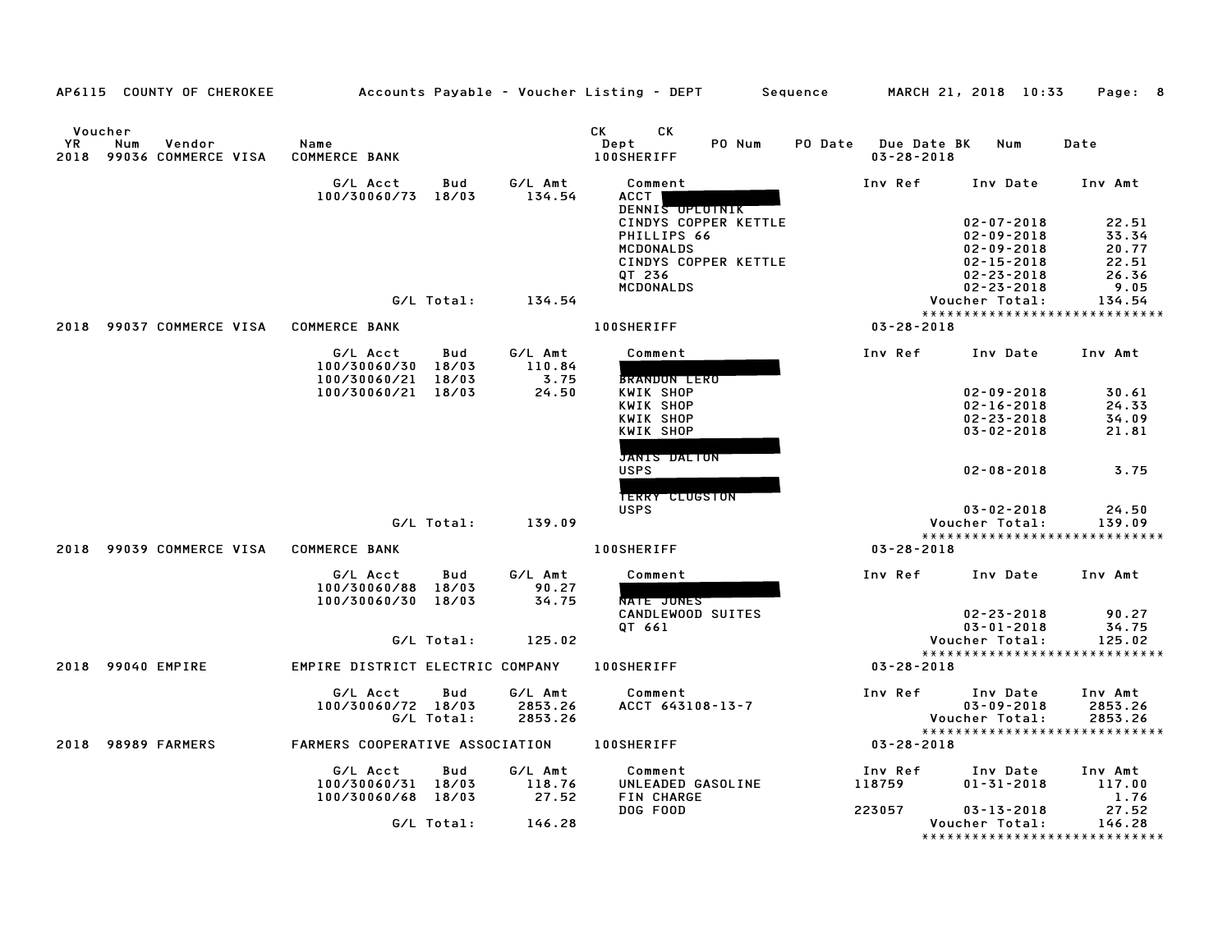AP6115 COUNTY OF CHEROKEE — Accounts Payable - Voucher Listing - DEPT — Sequence — MARCH 21, 2018 10:33

| Voucher YR | Num | Vendor | Name | CK Dept | PO Num | PO Date | Due Date | CK BK | Num | Date |
|---|---|---|---|---|---|---|---|---|---|---|
| 2018 | 99036 | COMMERCE VISA | COMMERCE BANK | 100SHERIFF | | | 03-28-2018 | | | |

| G/L Acct | Bud | G/L Amt | Comment | Inv Ref | Inv Date | Inv Amt |
|---|---|---|---|---|---|---|
| 100/30060/73 | 18/03 | 134.54 | ACCT [REDACTED] | | | |
| | | | DENNIS OPLOTNIK | | | |
| | | | CINDYS COPPER KETTLE | | 02-07-2018 | 22.51 |
| | | | PHILLIPS 66 | | 02-09-2018 | 33.34 |
| | | | MCDONALDS | | 02-09-2018 | 20.77 |
| | | | CINDYS COPPER KETTLE | | 02-15-2018 | 22.51 |
| | | | QT 236 | | 02-23-2018 | 26.36 |
| | | | MCDONALDS | | 02-23-2018 | 9.05 |
| | G/L Total: | 134.54 | | | Voucher Total: | 134.54 |

| Voucher YR | Num | Vendor | Name | CK Dept | Due Date |
|---|---|---|---|---|---|
| 2018 | 99037 | COMMERCE VISA | COMMERCE BANK | 100SHERIFF | 03-28-2018 |

| G/L Acct | Bud | G/L Amt | Comment | Inv Ref | Inv Date | Inv Amt |
|---|---|---|---|---|---|---|
| 100/30060/30 | 18/03 | 110.84 | [REDACTED] | | | |
| 100/30060/21 | 18/03 | 3.75 | BRANDON LERO | | | |
| 100/30060/21 | 18/03 | 24.50 | KWIK SHOP | | 02-09-2018 | 30.61 |
| | | | KWIK SHOP | | 02-16-2018 | 24.33 |
| | | | KWIK SHOP | | 02-23-2018 | 34.09 |
| | | | KWIK SHOP | | 03-02-2018 | 21.81 |
| | | | [REDACTED] | | | |
| | | | JANIS DALTON | | | |
| | | | USPS | | 02-08-2018 | 3.75 |
| | | | [REDACTED] | | | |
| | | | TERRY CLUGSTON | | | |
| | | | USPS | | 03-02-2018 | 24.50 |
| | G/L Total: | 139.09 | | | Voucher Total: | 139.09 |

| Voucher YR | Num | Vendor | Name | CK Dept | Due Date |
|---|---|---|---|---|---|
| 2018 | 99039 | COMMERCE VISA | COMMERCE BANK | 100SHERIFF | 03-28-2018 |

| G/L Acct | Bud | G/L Amt | Comment | Inv Ref | Inv Date | Inv Amt |
|---|---|---|---|---|---|---|
| 100/30060/88 | 18/03 | 90.27 | [REDACTED] | | | |
| 100/30060/30 | 18/03 | 34.75 | NATE JONES | | | |
| | | | CANDLEWOOD SUITES | | 02-23-2018 | 90.27 |
| | | | QT 661 | | 03-01-2018 | 34.75 |
| | G/L Total: | 125.02 | | | Voucher Total: | 125.02 |

| Voucher YR | Num | Vendor | Name | CK Dept | Due Date |
|---|---|---|---|---|---|
| 2018 | 99040 | EMPIRE | EMPIRE DISTRICT ELECTRIC COMPANY | 100SHERIFF | 03-28-2018 |

| G/L Acct | Bud | G/L Amt | Comment | Inv Ref | Inv Date | Inv Amt |
|---|---|---|---|---|---|---|
| 100/30060/72 | 18/03 | 2853.26 | ACCT 643108-13-7 | | 03-09-2018 | 2853.26 |
| | G/L Total: | 2853.26 | | | Voucher Total: | 2853.26 |

| Voucher YR | Num | Vendor | Name | CK Dept | Due Date |
|---|---|---|---|---|---|
| 2018 | 98989 | FARMERS | FARMERS COOPERATIVE ASSOCIATION | 100SHERIFF | 03-28-2018 |

| G/L Acct | Bud | G/L Amt | Comment | Inv Ref | Inv Date | Inv Amt |
|---|---|---|---|---|---|---|
| 100/30060/31 | 18/03 | 118.76 | UNLEADED GASOLINE | 118759 | 01-31-2018 | 117.00 |
| 100/30060/68 | 18/03 | 27.52 | FIN CHARGE | | | 1.76 |
| | | | DOG FOOD | 223057 | 03-13-2018 | 27.52 |
| | G/L Total: | 146.28 | | | Voucher Total: | 146.28 |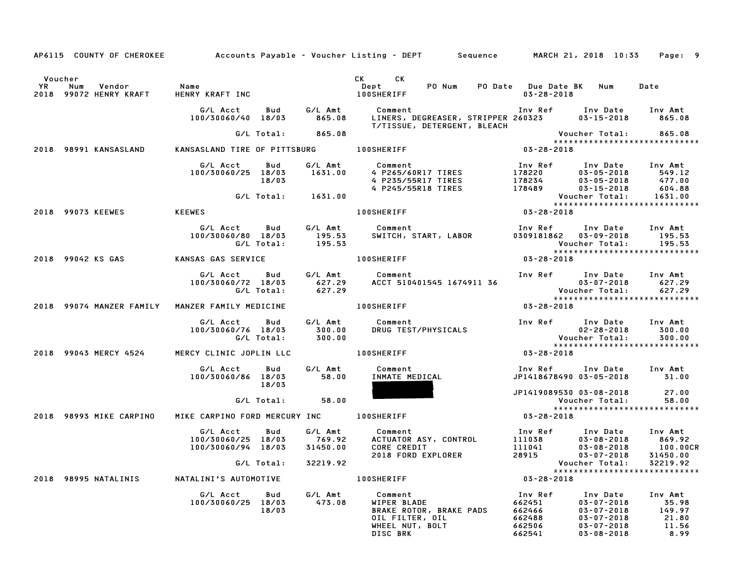AP6115 COUNTY OF CHEROKEE Accounts Payable - Voucher Listing - DEPT Sequence MARCH 21, 2018 10:33

| Voucher YR | Num | Vendor | Name | CK Dept | CK | PO Num | PO Date | Due Date | BK | Num | Date |
|---|---|---|---|---|---|---|---|---|---|---|---|
| 2018 | 99072 | HENRY KRAFT | HENRY KRAFT INC | 100SHERIFF | | | | 03-28-2018 | | | |

| G/L Acct | Bud | G/L Amt | Comment | Inv Ref | Inv Date | Inv Amt |
|---|---|---|---|---|---|---|
| 100/30060/40 | 18/03 | 865.08 | LINERS, DEGREASER, STRIPPER T/TISSUE, DETERGENT, BLEACH | 260323 | 03-15-2018 | 865.08 |
| | G/L Total: | 865.08 | | | Voucher Total: | 865.08 |

****************************

| Voucher YR | Num | Vendor | Name | Dept | Due Date |
|---|---|---|---|---|---|
| 2018 | 98991 | KANSASLAND | KANSASLAND TIRE OF PITTSBURG | 100SHERIFF | 03-28-2018 |

| G/L Acct | Bud | G/L Amt | Comment | Inv Ref | Inv Date | Inv Amt |
|---|---|---|---|---|---|---|
| 100/30060/25 | 18/03 | 1631.00 | 4 P265/60R17 TIRES | 178220 | 03-05-2018 | 549.12 |
| | 18/03 | | 4 P235/55R17 TIRES | 178234 | 03-05-2018 | 477.00 |
| | | | 4 P245/55R18 TIRES | 178489 | 03-15-2018 | 604.88 |
| | G/L Total: | 1631.00 | | | Voucher Total: | 1631.00 |

****************************

| Voucher YR | Num | Vendor | Name | Dept | Due Date |
|---|---|---|---|---|---|
| 2018 | 99073 | KEEWES | KEEWES | 100SHERIFF | 03-28-2018 |

| G/L Acct | Bud | G/L Amt | Comment | Inv Ref | Inv Date | Inv Amt |
|---|---|---|---|---|---|---|
| 100/30060/80 | 18/03 | 195.53 | SWITCH, START, LABOR | 0309181862 | 03-09-2018 | 195.53 |
| | G/L Total: | 195.53 | | | Voucher Total: | 195.53 |

****************************

| Voucher YR | Num | Vendor | Name | Dept | Due Date |
|---|---|---|---|---|---|
| 2018 | 99042 | KS GAS | KANSAS GAS SERVICE | 100SHERIFF | 03-28-2018 |

| G/L Acct | Bud | G/L Amt | Comment | Inv Ref | Inv Date | Inv Amt |
|---|---|---|---|---|---|---|
| 100/30060/72 | 18/03 | 627.29 | ACCT 510401545 1674911 36 | | 03-07-2018 | 627.29 |
| | G/L Total: | 627.29 | | | Voucher Total: | 627.29 |

****************************

| Voucher YR | Num | Vendor | Name | Dept | Due Date |
|---|---|---|---|---|---|
| 2018 | 99074 | MANZER FAMILY | MANZER FAMILY MEDICINE | 100SHERIFF | 03-28-2018 |

| G/L Acct | Bud | G/L Amt | Comment | Inv Ref | Inv Date | Inv Amt |
|---|---|---|---|---|---|---|
| 100/30060/76 | 18/03 | 300.00 | DRUG TEST/PHYSICALS | | 02-28-2018 | 300.00 |
| | G/L Total: | 300.00 | | | Voucher Total: | 300.00 |

****************************

| Voucher YR | Num | Vendor | Name | Dept | Due Date |
|---|---|---|---|---|---|
| 2018 | 99043 | MERCY 4524 | MERCY CLINIC JOPLIN LLC | 100SHERIFF | 03-28-2018 |

| G/L Acct | Bud | G/L Amt | Comment | Inv Ref | Inv Date | Inv Amt |
|---|---|---|---|---|---|---|
| 100/30060/86 | 18/03 | 58.00 | INMATE MEDICAL | JP1418678490 | 03-05-2018 | 31.00 |
| | 18/03 | | [REDACTED] | JP1419089530 | 03-08-2018 | 27.00 |
| | G/L Total: | 58.00 | | | Voucher Total: | 58.00 |

****************************

| Voucher YR | Num | Vendor | Name | Dept | Due Date |
|---|---|---|---|---|---|
| 2018 | 98993 | MIKE CARPINO | MIKE CARPINO FORD MERCURY INC | 100SHERIFF | 03-28-2018 |

| G/L Acct | Bud | G/L Amt | Comment | Inv Ref | Inv Date | Inv Amt |
|---|---|---|---|---|---|---|
| 100/30060/25 | 18/03 | 769.92 | ACTUATOR ASY, CONTROL | 111038 | 03-08-2018 | 869.92 |
| 100/30060/94 | 18/03 | 31450.00 | CORE CREDIT | 111041 | 03-08-2018 | 100.00CR |
| | | | 2018 FORD EXPLORER | 28915 | 03-07-2018 | 31450.00 |
| | G/L Total: | 32219.92 | | | Voucher Total: | 32219.92 |

****************************

| Voucher YR | Num | Vendor | Name | Dept | Due Date |
|---|---|---|---|---|---|
| 2018 | 98995 | NATALINIS | NATALINI'S AUTOMOTIVE | 100SHERIFF | 03-28-2018 |

| G/L Acct | Bud | G/L Amt | Comment | Inv Ref | Inv Date | Inv Amt |
|---|---|---|---|---|---|---|
| 100/30060/25 | 18/03 | 473.08 | WIPER BLADE | 662451 | 03-07-2018 | 35.98 |
| | 18/03 | | BRAKE ROTOR, BRAKE PADS | 662466 | 03-07-2018 | 149.97 |
| | | | OIL FILTER, OIL | 662488 | 03-07-2018 | 21.80 |
| | | | WHEEL NUT, BOLT | 662506 | 03-07-2018 | 11.56 |
| | | | DISC BRK | 662541 | 03-08-2018 | 8.99 |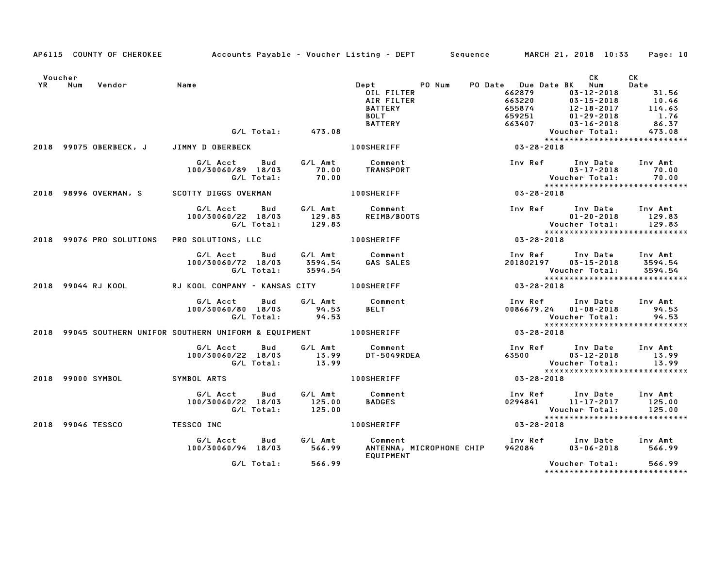AP6115 COUNTY OF CHEROKEE Accounts Payable - Voucher Listing - DEPT Sequence MARCH 21, 2018 10:33

| Voucher YR | Num | Vendor | Name | Dept | PO Num | PO Date | Due Date BK | CK Num | CK Date |
|---|---|---|---|---|---|---|---|---|---|

| Comment | Inv Ref | Inv Date | Inv Amt |
|---|---|---|---|
| OIL FILTER | 662879 | 03-12-2018 | 31.56 |
| AIR FILTER | 663220 | 03-15-2018 | 10.46 |
| BATTERY | 655874 | 12-18-2017 | 114.63 |
| BOLT | 659251 | 01-29-2018 | 1.76 |
| BATTERY | 663407 | 03-16-2018 | 86.37 |

G/L Total: 473.08 Voucher Total: 473.08

*****************************

**2018 99075 OBERBECK, J** JIMMY D OBERBECK 100SHERIFF 03-28-2018

| G/L Acct | Bud | G/L Amt | Comment | Inv Ref | Inv Date | Inv Amt |
|---|---|---|---|---|---|---|
| 100/30060/89 | 18/03 | 70.00 | TRANSPORT | | 03-17-2018 | 70.00 |

G/L Total: 70.00 Voucher Total: 70.00

*****************************

**2018 98996 OVERMAN, S** SCOTTY DIGGS OVERMAN 100SHERIFF 03-28-2018

| G/L Acct | Bud | G/L Amt | Comment | Inv Ref | Inv Date | Inv Amt |
|---|---|---|---|---|---|---|
| 100/30060/22 | 18/03 | 129.83 | REIMB/BOOTS | | 01-20-2018 | 129.83 |

G/L Total: 129.83 Voucher Total: 129.83

*****************************

**2018 99076 PRO SOLUTIONS** PRO SOLUTIONS, LLC 100SHERIFF 03-28-2018

| G/L Acct | Bud | G/L Amt | Comment | Inv Ref | Inv Date | Inv Amt |
|---|---|---|---|---|---|---|
| 100/30060/72 | 18/03 | 3594.54 | GAS SALES | 201802197 | 03-15-2018 | 3594.54 |

G/L Total: 3594.54 Voucher Total: 3594.54

*****************************

**2018 99044 RJ KOOL** RJ KOOL COMPANY - KANSAS CITY 100SHERIFF 03-28-2018

| G/L Acct | Bud | G/L Amt | Comment | Inv Ref | Inv Date | Inv Amt |
|---|---|---|---|---|---|---|
| 100/30060/80 | 18/03 | 94.53 | BELT | 0086679.24 | 01-08-2018 | 94.53 |

G/L Total: 94.53 Voucher Total: 94.53

*****************************

**2018 99045 SOUTHERN UNIFOR** SOUTHERN UNIFORM & EQUIPMENT 100SHERIFF 03-28-2018

| G/L Acct | Bud | G/L Amt | Comment | Inv Ref | Inv Date | Inv Amt |
|---|---|---|---|---|---|---|
| 100/30060/22 | 18/03 | 13.99 | DT-5049RDEA | 63500 | 03-12-2018 | 13.99 |

G/L Total: 13.99 Voucher Total: 13.99

*****************************

**2018 99000 SYMBOL** SYMBOL ARTS 100SHERIFF 03-28-2018

| G/L Acct | Bud | G/L Amt | Comment | Inv Ref | Inv Date | Inv Amt |
|---|---|---|---|---|---|---|
| 100/30060/22 | 18/03 | 125.00 | BADGES | 0294841 | 11-17-2017 | 125.00 |

G/L Total: 125.00 Voucher Total: 125.00

*****************************

**2018 99046 TESSCO** TESSCO INC 100SHERIFF 03-28-2018

| G/L Acct | Bud | G/L Amt | Comment | Inv Ref | Inv Date | Inv Amt |
|---|---|---|---|---|---|---|
| 100/30060/94 | 18/03 | 566.99 | ANTENNA, MICROPHONE CHIP EQUIPMENT | 942084 | 03-06-2018 | 566.99 |

G/L Total: 566.99 Voucher Total: 566.99

*****************************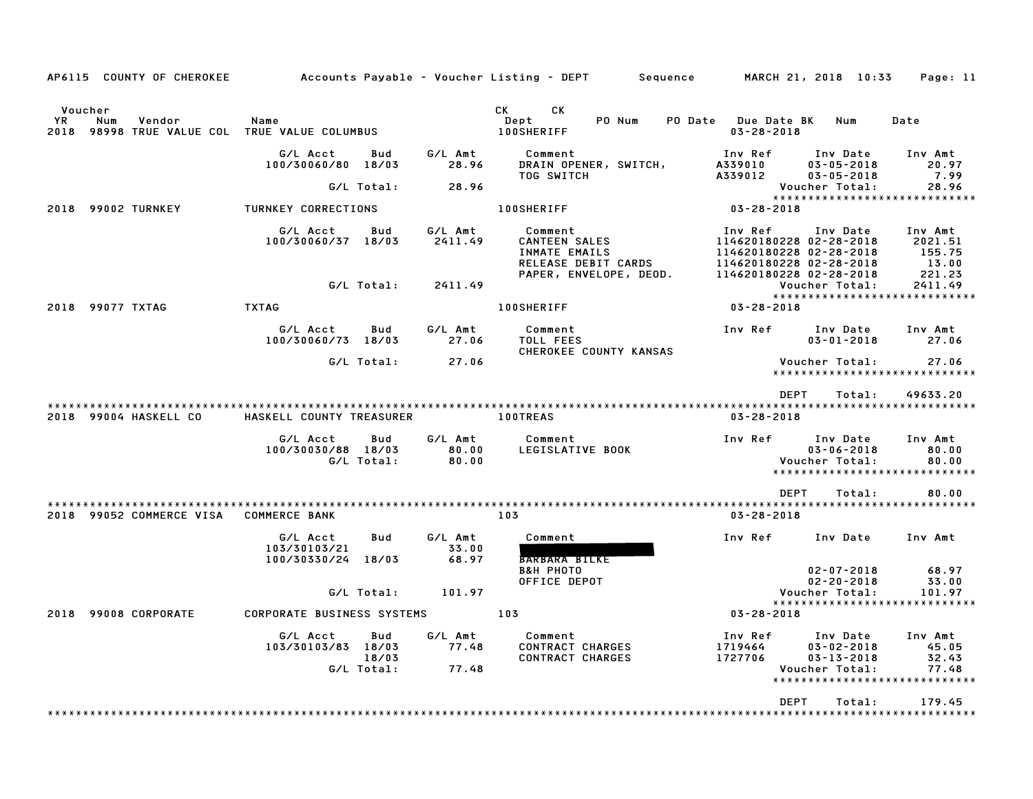AP6115 COUNTY OF CHEROKEE Accounts Payable - Voucher Listing - DEPT Sequence MARCH 21, 2018 10:33

| Voucher YR | Num | Vendor | Name | CK Dept | CK PO Num | PO Date | Due Date BK | Num | Date |
|---|---|---|---|---|---|---|---|---|---|
| 2018 | 98998 | TRUE VALUE COL | TRUE VALUE COLUMBUS | 100SHERIFF | | | 03-28-2018 | | |

| G/L Acct | Bud | G/L Amt | Comment | Inv Ref | Inv Date | Inv Amt |
|---|---|---|---|---|---|---|
| 100/30060/80 | 18/03 | 28.96 | DRAIN OPENER, SWITCH, | A339010 | 03-05-2018 | 20.97 |
| | | | TOG SWITCH | A339012 | 03-05-2018 | 7.99 |
| | G/L Total: | 28.96 | | | Voucher Total: | 28.96 |

2018 99002 TURNKEY — TURNKEY CORRECTIONS — 100SHERIFF — 03-28-2018

| G/L Acct | Bud | G/L Amt | Comment | Inv Ref | Inv Date | Inv Amt |
|---|---|---|---|---|---|---|
| 100/30060/37 | 18/03 | 2411.49 | CANTEEN SALES | 114620180228 | 02-28-2018 | 2021.51 |
| | | | INMATE EMAILS | 114620180228 | 02-28-2018 | 155.75 |
| | | | RELEASE DEBIT CARDS | 114620180228 | 02-28-2018 | 13.00 |
| | | | PAPER, ENVELOPE, DEOD. | 114620180228 | 02-28-2018 | 221.23 |
| | G/L Total: | 2411.49 | | | Voucher Total: | 2411.49 |

2018 99077 TXTAG — TXTAG — 100SHERIFF — 03-28-2018

| G/L Acct | Bud | G/L Amt | Comment | Inv Ref | Inv Date | Inv Amt |
|---|---|---|---|---|---|---|
| 100/30060/73 | 18/03 | 27.06 | TOLL FEES | | 03-01-2018 | 27.06 |
| | | | CHEROKEE COUNTY KANSAS | | | |
| | G/L Total: | 27.06 | | | Voucher Total: | 27.06 |

DEPT Total: 49633.20

2018 99004 HASKELL CO — HASKELL COUNTY TREASURER — 100TREAS — 03-28-2018

| G/L Acct | Bud | G/L Amt | Comment | Inv Ref | Inv Date | Inv Amt |
|---|---|---|---|---|---|---|
| 100/30030/88 | 18/03 | 80.00 | LEGISLATIVE BOOK | | 03-06-2018 | 80.00 |
| | G/L Total: | 80.00 | | | Voucher Total: | 80.00 |

DEPT Total: 80.00

2018 99052 COMMERCE VISA — COMMERCE BANK — 103 — 03-28-2018

| G/L Acct | Bud | G/L Amt | Comment | Inv Ref | Inv Date | Inv Amt |
|---|---|---|---|---|---|---|
| 103/30103/21 | | 33.00 | [REDACTED] | | | |
| 100/30330/24 | 18/03 | 68.97 | BARBARA BILKE | | | |
| | | | B&H PHOTO | | 02-07-2018 | 68.97 |
| | | | OFFICE DEPOT | | 02-20-2018 | 33.00 |
| | G/L Total: | 101.97 | | | Voucher Total: | 101.97 |

2018 99008 CORPORATE — CORPORATE BUSINESS SYSTEMS — 103 — 03-28-2018

| G/L Acct | Bud | G/L Amt | Comment | Inv Ref | Inv Date | Inv Amt |
|---|---|---|---|---|---|---|
| 103/30103/83 | 18/03 | 77.48 | CONTRACT CHARGES | 1719464 | 03-02-2018 | 45.05 |
| | 18/03 | | CONTRACT CHARGES | 1727706 | 03-13-2018 | 32.43 |
| | G/L Total: | 77.48 | | | Voucher Total: | 77.48 |

DEPT Total: 179.45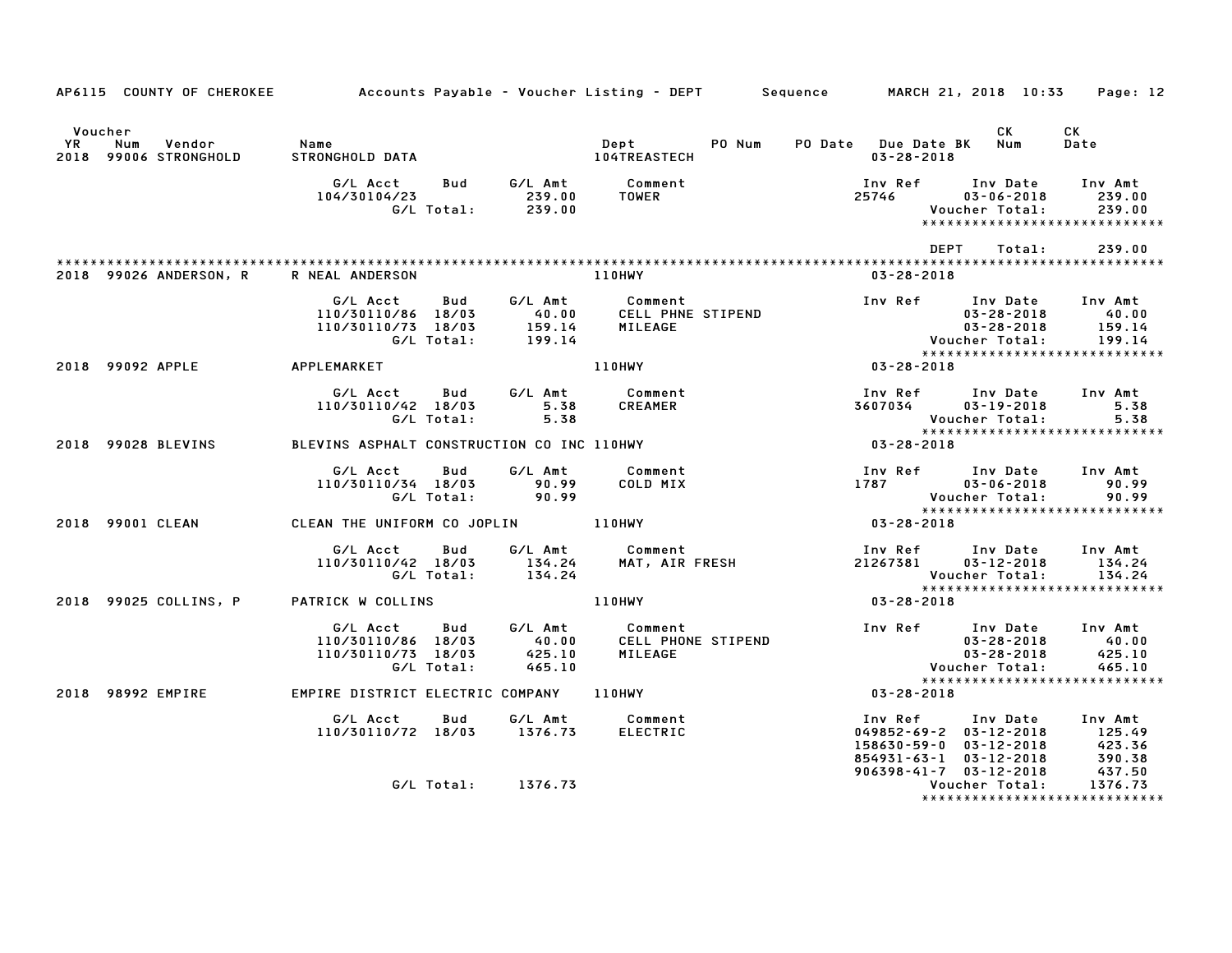AP6115 COUNTY OF CHEROKEE — Accounts Payable - Voucher Listing - DEPT — Sequence — MARCH 21, 2018 10:33

| Voucher YR | Num | Vendor | Name | Dept | PO Num | PO Date | Due Date BK | CK Num | CK Date |
|---|---|---|---|---|---|---|---|---|---|
| 2018 | 99006 | STRONGHOLD | STRONGHOLD DATA | 104TREASTECH | | | 03-28-2018 | | |

| G/L Acct | Bud | G/L Amt | Comment | Inv Ref | Inv Date | Inv Amt |
|---|---|---|---|---|---|---|
| 104/30104/23 | | 239.00 | TOWER | 25746 | 03-06-2018 | 239.00 |
| | G/L Total: | 239.00 | | | Voucher Total: | 239.00 |

*****************************

DEPT Total: 239.00

*****************************

| Voucher YR | Num | Vendor | Name | Dept | Due Date |
|---|---|---|---|---|---|
| 2018 | 99026 | ANDERSON, R | R NEAL ANDERSON | 110HWY | 03-28-2018 |

| G/L Acct | Bud | G/L Amt | Comment | Inv Ref | Inv Date | Inv Amt |
|---|---|---|---|---|---|---|
| 110/30110/86 | 18/03 | 40.00 | CELL PHNE STIPEND | | 03-28-2018 | 40.00 |
| 110/30110/73 | 18/03 | 159.14 | MILEAGE | | 03-28-2018 | 159.14 |
| | G/L Total: | 199.14 | | | Voucher Total: | 199.14 |

*****************************

| Voucher YR | Num | Vendor | Name | Dept | Due Date |
|---|---|---|---|---|---|
| 2018 | 99092 | APPLE | APPLEMARKET | 110HWY | 03-28-2018 |

| G/L Acct | Bud | G/L Amt | Comment | Inv Ref | Inv Date | Inv Amt |
|---|---|---|---|---|---|---|
| 110/30110/42 | 18/03 | 5.38 | CREAMER | 3607034 | 03-19-2018 | 5.38 |
| | G/L Total: | 5.38 | | | Voucher Total: | 5.38 |

*****************************

| Voucher YR | Num | Vendor | Name | Dept | Due Date |
|---|---|---|---|---|---|
| 2018 | 99028 | BLEVINS | BLEVINS ASPHALT CONSTRUCTION CO INC | 110HWY | 03-28-2018 |

| G/L Acct | Bud | G/L Amt | Comment | Inv Ref | Inv Date | Inv Amt |
|---|---|---|---|---|---|---|
| 110/30110/34 | 18/03 | 90.99 | COLD MIX | 1787 | 03-06-2018 | 90.99 |
| | G/L Total: | 90.99 | | | Voucher Total: | 90.99 |

*****************************

| Voucher YR | Num | Vendor | Name | Dept | Due Date |
|---|---|---|---|---|---|
| 2018 | 99001 | CLEAN | CLEAN THE UNIFORM CO JOPLIN | 110HWY | 03-28-2018 |

| G/L Acct | Bud | G/L Amt | Comment | Inv Ref | Inv Date | Inv Amt |
|---|---|---|---|---|---|---|
| 110/30110/42 | 18/03 | 134.24 | MAT, AIR FRESH | 21267381 | 03-12-2018 | 134.24 |
| | G/L Total: | 134.24 | | | Voucher Total: | 134.24 |

*****************************

| Voucher YR | Num | Vendor | Name | Dept | Due Date |
|---|---|---|---|---|---|
| 2018 | 99025 | COLLINS, P | PATRICK W COLLINS | 110HWY | 03-28-2018 |

| G/L Acct | Bud | G/L Amt | Comment | Inv Ref | Inv Date | Inv Amt |
|---|---|---|---|---|---|---|
| 110/30110/86 | 18/03 | 40.00 | CELL PHONE STIPEND | | 03-28-2018 | 40.00 |
| 110/30110/73 | 18/03 | 425.10 | MILEAGE | | 03-28-2018 | 425.10 |
| | G/L Total: | 465.10 | | | Voucher Total: | 465.10 |

*****************************

| Voucher YR | Num | Vendor | Name | Dept | Due Date |
|---|---|---|---|---|---|
| 2018 | 98992 | EMPIRE | EMPIRE DISTRICT ELECTRIC COMPANY | 110HWY | 03-28-2018 |

| G/L Acct | Bud | G/L Amt | Comment | Inv Ref | Inv Date | Inv Amt |
|---|---|---|---|---|---|---|
| 110/30110/72 | 18/03 | 1376.73 | ELECTRIC | 049852-69-2 | 03-12-2018 | 125.49 |
| | | | | 158630-59-0 | 03-12-2018 | 423.36 |
| | | | | 854931-63-1 | 03-12-2018 | 390.38 |
| | | | | 906398-41-7 | 03-12-2018 | 437.50 |
| | G/L Total: | 1376.73 | | | Voucher Total: | 1376.73 |

*****************************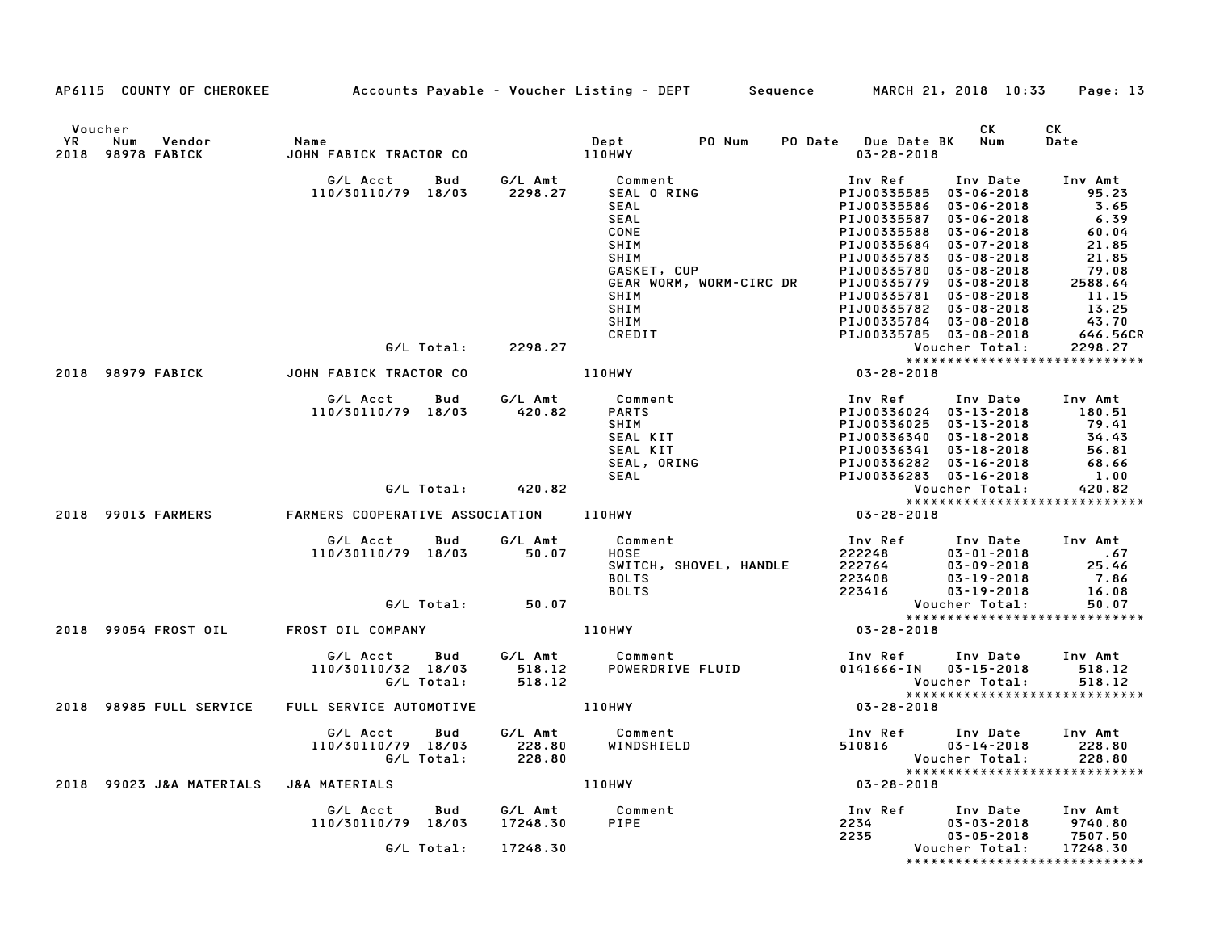AP6115 COUNTY OF CHEROKEE — Accounts Payable - Voucher Listing - DEPT — Sequence — MARCH 21, 2018 10:33 — Page: 13

| Voucher YR | Num | Vendor | Name | Dept | PO Num | PO Date | Due Date BK | CK Num | CK Date |
|---|---|---|---|---|---|---|---|---|---|
| 2018 | 98978 | FABICK | JOHN FABICK TRACTOR CO | 110HWY | | | 03-28-2018 | | |

| G/L Acct | Bud | G/L Amt | Comment | Inv Ref | Inv Date | Inv Amt |
|---|---|---|---|---|---|---|
| 110/30110/79 | 18/03 | 2298.27 | SEAL O RING | PIJ00335585 | 03-06-2018 | 95.23 |
| | | | SEAL | PIJ00335586 | 03-06-2018 | 3.65 |
| | | | SEAL | PIJ00335587 | 03-06-2018 | 6.39 |
| | | | CONE | PIJ00335588 | 03-06-2018 | 60.04 |
| | | | SHIM | PIJ00335684 | 03-07-2018 | 21.85 |
| | | | SHIM | PIJ00335783 | 03-08-2018 | 21.85 |
| | | | GASKET, CUP | PIJ00335780 | 03-08-2018 | 79.08 |
| | | | GEAR WORM, WORM-CIRC DR | PIJ00335779 | 03-08-2018 | 2588.64 |
| | | | SHIM | PIJ00335781 | 03-08-2018 | 11.15 |
| | | | SHIM | PIJ00335782 | 03-08-2018 | 13.25 |
| | | | SHIM | PIJ00335784 | 03-08-2018 | 43.70 |
| | | | CREDIT | PIJ00335785 | 03-08-2018 | 646.56CR |
| | G/L Total: | 2298.27 | | | Voucher Total: | 2298.27 |

| Voucher YR | Num | Vendor | Name | Dept | Due Date |
|---|---|---|---|---|---|
| 2018 | 98979 | FABICK | JOHN FABICK TRACTOR CO | 110HWY | 03-28-2018 |

| G/L Acct | Bud | G/L Amt | Comment | Inv Ref | Inv Date | Inv Amt |
|---|---|---|---|---|---|---|
| 110/30110/79 | 18/03 | 420.82 | PARTS | PIJ00336024 | 03-13-2018 | 180.51 |
| | | | SHIM | PIJ00336025 | 03-13-2018 | 79.41 |
| | | | SEAL KIT | PIJ00336340 | 03-18-2018 | 34.43 |
| | | | SEAL KIT | PIJ00336341 | 03-18-2018 | 56.81 |
| | | | SEAL, ORING | PIJ00336282 | 03-16-2018 | 68.66 |
| | | | SEAL | PIJ00336283 | 03-16-2018 | 1.00 |
| | G/L Total: | 420.82 | | | Voucher Total: | 420.82 |

| Voucher YR | Num | Vendor | Name | Dept | Due Date |
|---|---|---|---|---|---|
| 2018 | 99013 | FARMERS | FARMERS COOPERATIVE ASSOCIATION | 110HWY | 03-28-2018 |

| G/L Acct | Bud | G/L Amt | Comment | Inv Ref | Inv Date | Inv Amt |
|---|---|---|---|---|---|---|
| 110/30110/79 | 18/03 | 50.07 | HOSE | 222248 | 03-01-2018 | .67 |
| | | | SWITCH, SHOVEL, HANDLE | 222764 | 03-09-2018 | 25.46 |
| | | | BOLTS | 223408 | 03-19-2018 | 7.86 |
| | | | BOLTS | 223416 | 03-19-2018 | 16.08 |
| | G/L Total: | 50.07 | | | Voucher Total: | 50.07 |

| Voucher YR | Num | Vendor | Name | Dept | Due Date |
|---|---|---|---|---|---|
| 2018 | 99054 | FROST OIL | FROST OIL COMPANY | 110HWY | 03-28-2018 |

| G/L Acct | Bud | G/L Amt | Comment | Inv Ref | Inv Date | Inv Amt |
|---|---|---|---|---|---|---|
| 110/30110/32 | 18/03 | 518.12 | POWERDRIVE FLUID | 0141666-IN | 03-15-2018 | 518.12 |
| | G/L Total: | 518.12 | | | Voucher Total: | 518.12 |

| Voucher YR | Num | Vendor | Name | Dept | Due Date |
|---|---|---|---|---|---|
| 2018 | 98985 | FULL SERVICE | FULL SERVICE AUTOMOTIVE | 110HWY | 03-28-2018 |

| G/L Acct | Bud | G/L Amt | Comment | Inv Ref | Inv Date | Inv Amt |
|---|---|---|---|---|---|---|
| 110/30110/79 | 18/03 | 228.80 | WINDSHIELD | 510816 | 03-14-2018 | 228.80 |
| | G/L Total: | 228.80 | | | Voucher Total: | 228.80 |

| Voucher YR | Num | Vendor | Name | Dept | Due Date |
|---|---|---|---|---|---|
| 2018 | 99023 | J&A MATERIALS | J&A MATERIALS | 110HWY | 03-28-2018 |

| G/L Acct | Bud | G/L Amt | Comment | Inv Ref | Inv Date | Inv Amt |
|---|---|---|---|---|---|---|
| 110/30110/79 | 18/03 | 17248.30 | PIPE | 2234 | 03-03-2018 | 9740.80 |
| | | | | 2235 | 03-05-2018 | 7507.50 |
| | G/L Total: | 17248.30 | | | Voucher Total: | 17248.30 |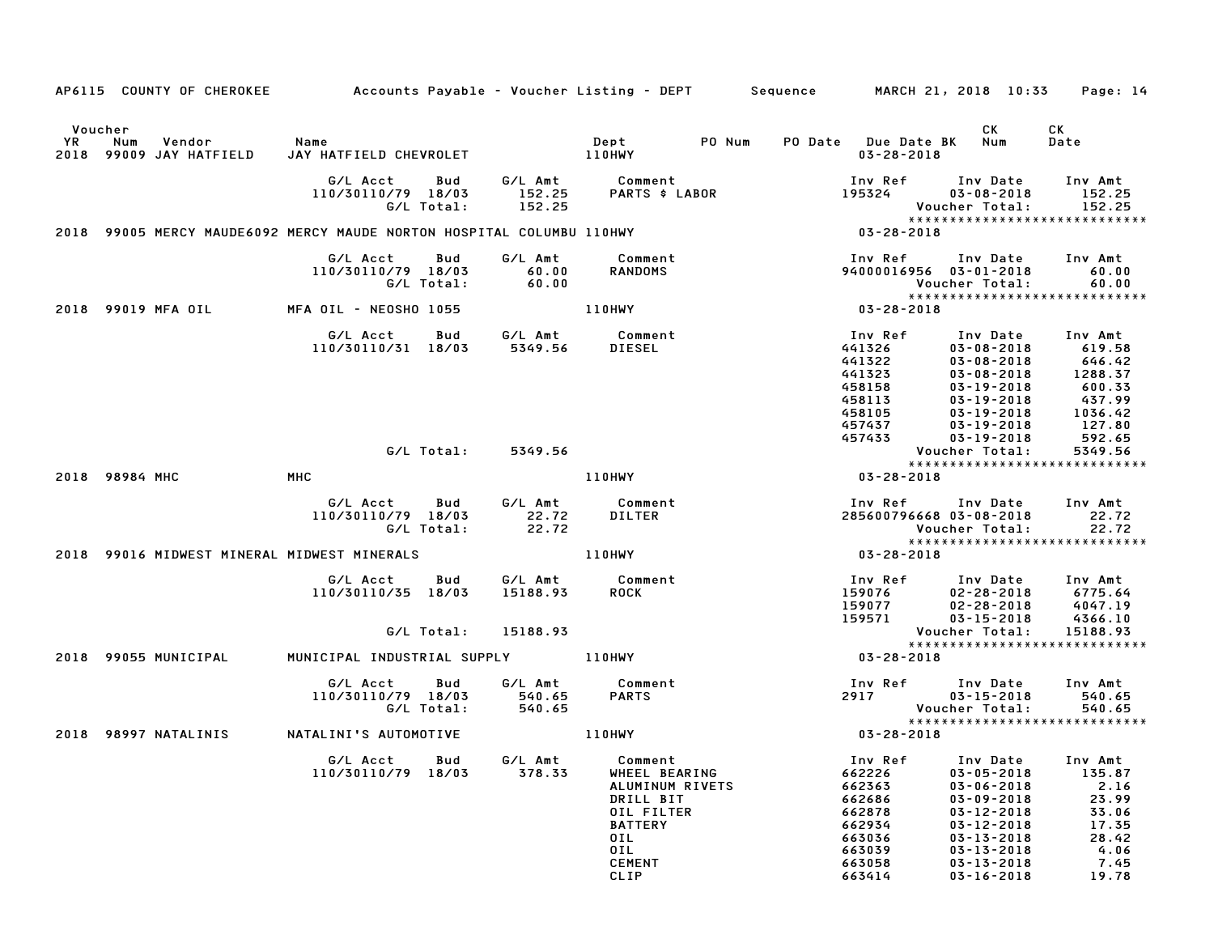AP6115 COUNTY OF CHEROKEE Accounts Payable - Voucher Listing - DEPT Sequence MARCH 21, 2018 10:33

| Voucher YR | Num | Vendor | Name | Dept | PO Num | PO Date | Due Date BK | CK Num | CK Date |
|---|---|---|---|---|---|---|---|---|---|
| 2018 | 99009 | JAY HATFIELD | JAY HATFIELD CHEVROLET | 110HWY | | | 03-28-2018 | | |

| G/L Acct | Bud | G/L Amt | Comment | Inv Ref | Inv Date | Inv Amt |
|---|---|---|---|---|---|---|
| 110/30110/79 | 18/03 | 152.25 | PARTS $ LABOR | 195324 | 03-08-2018 | 152.25 |
| | G/L Total: | 152.25 | | | Voucher Total: | 152.25 |

*****************************

2018 99005 MERCY MAUDE6092 MERCY MAUDE NORTON HOSPITAL COLUMBU 110HWY 03-28-2018

| G/L Acct | Bud | G/L Amt | Comment | Inv Ref | Inv Date | Inv Amt |
|---|---|---|---|---|---|---|
| 110/30110/79 | 18/03 | 60.00 | RANDOMS | 94000016956 | 03-01-2018 | 60.00 |
| | G/L Total: | 60.00 | | | Voucher Total: | 60.00 |

*****************************

2018 99019 MFA OIL MFA OIL - NEOSHO 1055 110HWY 03-28-2018

| G/L Acct | Bud | G/L Amt | Comment | Inv Ref | Inv Date | Inv Amt |
|---|---|---|---|---|---|---|
| 110/30110/31 | 18/03 | 5349.56 | DIESEL | 441326 | 03-08-2018 | 619.58 |
| | | | | 441322 | 03-08-2018 | 646.42 |
| | | | | 441323 | 03-08-2018 | 1288.37 |
| | | | | 458158 | 03-19-2018 | 600.33 |
| | | | | 458113 | 03-19-2018 | 437.99 |
| | | | | 458105 | 03-19-2018 | 1036.42 |
| | | | | 457437 | 03-19-2018 | 127.80 |
| | | | | 457433 | 03-19-2018 | 592.65 |
| | G/L Total: | 5349.56 | | | Voucher Total: | 5349.56 |

*****************************

2018 98984 MHC MHC 110HWY 03-28-2018

| G/L Acct | Bud | G/L Amt | Comment | Inv Ref | Inv Date | Inv Amt |
|---|---|---|---|---|---|---|
| 110/30110/79 | 18/03 | 22.72 | DILTER | 285600796668 | 03-08-2018 | 22.72 |
| | G/L Total: | 22.72 | | | Voucher Total: | 22.72 |

*****************************

2018 99016 MIDWEST MINERAL MIDWEST MINERALS 110HWY 03-28-2018

| G/L Acct | Bud | G/L Amt | Comment | Inv Ref | Inv Date | Inv Amt |
|---|---|---|---|---|---|---|
| 110/30110/35 | 18/03 | 15188.93 | ROCK | 159076 | 02-28-2018 | 6775.64 |
| | | | | 159077 | 02-28-2018 | 4047.19 |
| | | | | 159571 | 03-15-2018 | 4366.10 |
| | G/L Total: | 15188.93 | | | Voucher Total: | 15188.93 |

*****************************

2018 99055 MUNICIPAL MUNICIPAL INDUSTRIAL SUPPLY 110HWY 03-28-2018

| G/L Acct | Bud | G/L Amt | Comment | Inv Ref | Inv Date | Inv Amt |
|---|---|---|---|---|---|---|
| 110/30110/79 | 18/03 | 540.65 | PARTS | 2917 | 03-15-2018 | 540.65 |
| | G/L Total: | 540.65 | | | Voucher Total: | 540.65 |

*****************************

2018 98997 NATALINIS NATALINI'S AUTOMOTIVE 110HWY 03-28-2018

| G/L Acct | Bud | G/L Amt | Comment | Inv Ref | Inv Date | Inv Amt |
|---|---|---|---|---|---|---|
| 110/30110/79 | 18/03 | 378.33 | WHEEL BEARING | 662226 | 03-05-2018 | 135.87 |
| | | | ALUMINUM RIVETS | 662363 | 03-06-2018 | 2.16 |
| | | | DRILL BIT | 662686 | 03-09-2018 | 23.99 |
| | | | OIL FILTER | 662878 | 03-12-2018 | 33.06 |
| | | | BATTERY | 662934 | 03-12-2018 | 17.35 |
| | | | OIL | 663036 | 03-13-2018 | 28.42 |
| | | | OIL | 663039 | 03-13-2018 | 4.06 |
| | | | CEMENT | 663058 | 03-13-2018 | 7.45 |
| | | | CLIP | 663414 | 03-16-2018 | 19.78 |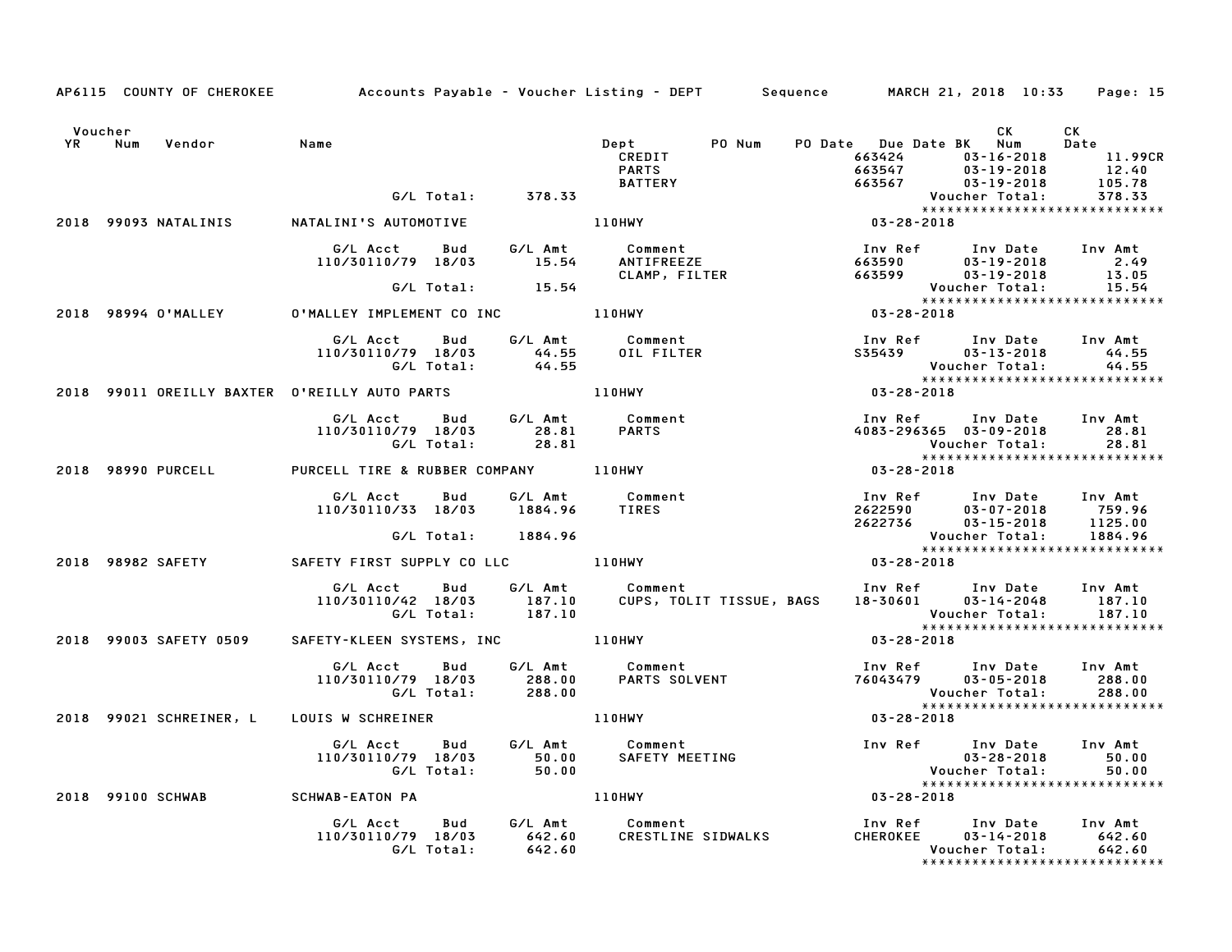AP6115 COUNTY OF CHEROKEE Accounts Payable - Voucher Listing - DEPT Sequence MARCH 21, 2018 10:33

| Voucher YR | Num | Vendor | Name | Dept | PO Num | PO Date | Due Date BK | CK Num | CK Date |
|---|---|---|---|---|---|---|---|---|---|

| | | | | CREDIT | 663424 | 03-16-2018 | 11.99CR |
|---|---|---|---|---|---|---|---|
| | | | | PARTS | 663547 | 03-19-2018 | 12.40 |
| | | | | BATTERY | 663567 | 03-19-2018 | 105.78 |
| | G/L Total: | | 378.33 | | | Voucher Total: | 378.33 |

******************************

**2018 99093 NATALINIS — NATALINI'S AUTOMOTIVE — 110HWY — 03-28-2018**

| G/L Acct | Bud | G/L Amt | Comment | Inv Ref | Inv Date | Inv Amt |
|---|---|---|---|---|---|---|
| 110/30110/79 | 18/03 | 15.54 | ANTIFREEZE | 663590 | 03-19-2018 | 2.49 |
| | | | CLAMP, FILTER | 663599 | 03-19-2018 | 13.05 |
| G/L Total: | | 15.54 | | | Voucher Total: | 15.54 |

******************************

**2018 98994 O'MALLEY — O'MALLEY IMPLEMENT CO INC — 110HWY — 03-28-2018**

| G/L Acct | Bud | G/L Amt | Comment | Inv Ref | Inv Date | Inv Amt |
|---|---|---|---|---|---|---|
| 110/30110/79 | 18/03 | 44.55 | OIL FILTER | S35439 | 03-13-2018 | 44.55 |
| G/L Total: | | 44.55 | | | Voucher Total: | 44.55 |

******************************

**2018 99011 OREILLY BAXTER — O'REILLY AUTO PARTS — 110HWY — 03-28-2018**

| G/L Acct | Bud | G/L Amt | Comment | Inv Ref | Inv Date | Inv Amt |
|---|---|---|---|---|---|---|
| 110/30110/79 | 18/03 | 28.81 | PARTS | 4083-296365 | 03-09-2018 | 28.81 |
| G/L Total: | | 28.81 | | | Voucher Total: | 28.81 |

******************************

**2018 98990 PURCELL — PURCELL TIRE & RUBBER COMPANY — 110HWY — 03-28-2018**

| G/L Acct | Bud | G/L Amt | Comment | Inv Ref | Inv Date | Inv Amt |
|---|---|---|---|---|---|---|
| 110/30110/33 | 18/03 | 1884.96 | TIRES | 2622590 | 03-07-2018 | 759.96 |
| | | | | 2622736 | 03-15-2018 | 1125.00 |
| G/L Total: | | 1884.96 | | | Voucher Total: | 1884.96 |

******************************

**2018 98982 SAFETY — SAFETY FIRST SUPPLY CO LLC — 110HWY — 03-28-2018**

| G/L Acct | Bud | G/L Amt | Comment | Inv Ref | Inv Date | Inv Amt |
|---|---|---|---|---|---|---|
| 110/30110/42 | 18/03 | 187.10 | CUPS, TOLIT TISSUE, BAGS | 18-30601 | 03-14-2048 | 187.10 |
| G/L Total: | | 187.10 | | | Voucher Total: | 187.10 |

******************************

**2018 99003 SAFETY 0509 — SAFETY-KLEEN SYSTEMS, INC — 110HWY — 03-28-2018**

| G/L Acct | Bud | G/L Amt | Comment | Inv Ref | Inv Date | Inv Amt |
|---|---|---|---|---|---|---|
| 110/30110/79 | 18/03 | 288.00 | PARTS SOLVENT | 76043479 | 03-05-2018 | 288.00 |
| G/L Total: | | 288.00 | | | Voucher Total: | 288.00 |

******************************

**2018 99021 SCHREINER, L — LOUIS W SCHREINER — 110HWY — 03-28-2018**

| G/L Acct | Bud | G/L Amt | Comment | Inv Ref | Inv Date | Inv Amt |
|---|---|---|---|---|---|---|
| 110/30110/79 | 18/03 | 50.00 | SAFETY MEETING | | 03-28-2018 | 50.00 |
| G/L Total: | | 50.00 | | | Voucher Total: | 50.00 |

******************************

**2018 99100 SCHWAB — SCHWAB-EATON PA — 110HWY — 03-28-2018**

| G/L Acct | Bud | G/L Amt | Comment | Inv Ref | Inv Date | Inv Amt |
|---|---|---|---|---|---|---|
| 110/30110/79 | 18/03 | 642.60 | CRESTLINE SIDWALKS | CHEROKEE | 03-14-2018 | 642.60 |
| G/L Total: | | 642.60 | | | Voucher Total: | 642.60 |

******************************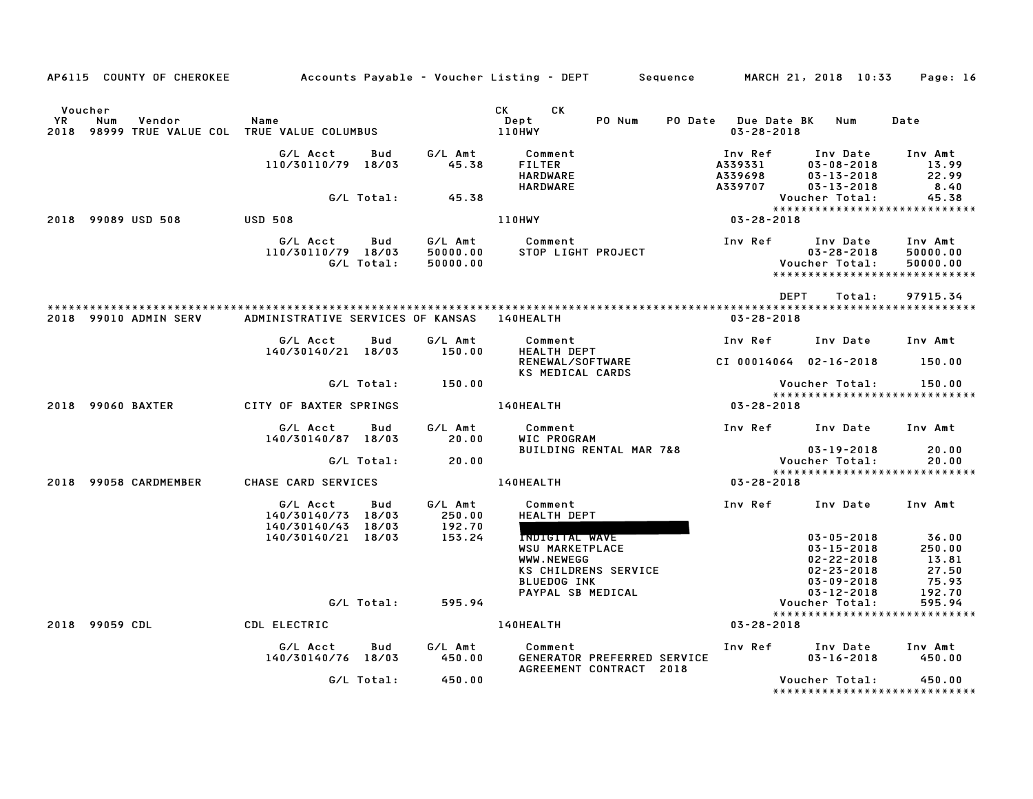AP6115 COUNTY OF CHEROKEE — Accounts Payable - Voucher Listing - DEPT — Sequence — MARCH 21, 2018 10:33

| Voucher YR | Num | Vendor | Name | CK Dept | CK | PO Num | PO Date | Due Date | BK | Num | Date |
|---|---|---|---|---|---|---|---|---|---|---|---|
| 2018 | 98999 | TRUE VALUE COL | TRUE VALUE COLUMBUS | 110HWY | | | | 03-28-2018 | | | |

| G/L Acct | Bud | G/L Amt | Comment | Inv Ref | Inv Date | Inv Amt |
|---|---|---|---|---|---|---|
| 110/30110/79 | 18/03 | 45.38 | FILTER | A339331 | 03-08-2018 | 13.99 |
| | | | HARDWARE | A339698 | 03-13-2018 | 22.99 |
| | | | HARDWARE | A339707 | 03-13-2018 | 8.40 |
| | G/L Total: | 45.38 | | | Voucher Total: | 45.38 |

*****************************

2018 99089 USD 508 — USD 508 — 110HWY — 03-28-2018

| G/L Acct | Bud | G/L Amt | Comment | Inv Ref | Inv Date | Inv Amt |
|---|---|---|---|---|---|---|
| 110/30110/79 | 18/03 | 50000.00 | STOP LIGHT PROJECT | | 03-28-2018 | 50000.00 |
| | G/L Total: | 50000.00 | | | Voucher Total: | 50000.00 |

*****************************

DEPT Total: 97915.34

*****************************

2018 99010 ADMIN SERV — ADMINISTRATIVE SERVICES OF KANSAS — 140HEALTH — 03-28-2018

| G/L Acct | Bud | G/L Amt | Comment | Inv Ref | Inv Date | Inv Amt |
|---|---|---|---|---|---|---|
| 140/30140/21 | 18/03 | 150.00 | HEALTH DEPT | | | |
| | | | RENEWAL/SOFTWARE | CI 00014064 | 02-16-2018 | 150.00 |
| | | | KS MEDICAL CARDS | | | |
| | G/L Total: | 150.00 | | | Voucher Total: | 150.00 |

*****************************

2018 99060 BAXTER — CITY OF BAXTER SPRINGS — 140HEALTH — 03-28-2018

| G/L Acct | Bud | G/L Amt | Comment | Inv Ref | Inv Date | Inv Amt |
|---|---|---|---|---|---|---|
| 140/30140/87 | 18/03 | 20.00 | WIC PROGRAM | | | |
| | | | BUILDING RENTAL MAR 7&8 | | 03-19-2018 | 20.00 |
| | G/L Total: | 20.00 | | | Voucher Total: | 20.00 |

*****************************

2018 99058 CARDMEMBER — CHASE CARD SERVICES — 140HEALTH — 03-28-2018

| G/L Acct | Bud | G/L Amt | Comment | Inv Ref | Inv Date | Inv Amt |
|---|---|---|---|---|---|---|
| 140/30140/73 | 18/03 | 250.00 | HEALTH DEPT | | | |
| 140/30140/43 | 18/03 | 192.70 | [REDACTED] | | | |
| 140/30140/21 | 18/03 | 153.24 | INDIGITAL WAVE | | 03-05-2018 | 36.00 |
| | | | WSU MARKETPLACE | | 03-15-2018 | 250.00 |
| | | | WWW.NEWEGG | | 02-22-2018 | 13.81 |
| | | | KS CHILDRENS SERVICE | | 02-23-2018 | 27.50 |
| | | | BLUEDOG INK | | 03-09-2018 | 75.93 |
| | | | PAYPAL SB MEDICAL | | 03-12-2018 | 192.70 |
| | G/L Total: | 595.94 | | | Voucher Total: | 595.94 |

*****************************

2018 99059 CDL — CDL ELECTRIC — 140HEALTH — 03-28-2018

| G/L Acct | Bud | G/L Amt | Comment | Inv Ref | Inv Date | Inv Amt |
|---|---|---|---|---|---|---|
| 140/30140/76 | 18/03 | 450.00 | GENERATOR PREFERRED SERVICE | | 03-16-2018 | 450.00 |
| | | | AGREEMENT CONTRACT 2018 | | | |
| | G/L Total: | 450.00 | | | Voucher Total: | 450.00 |

*****************************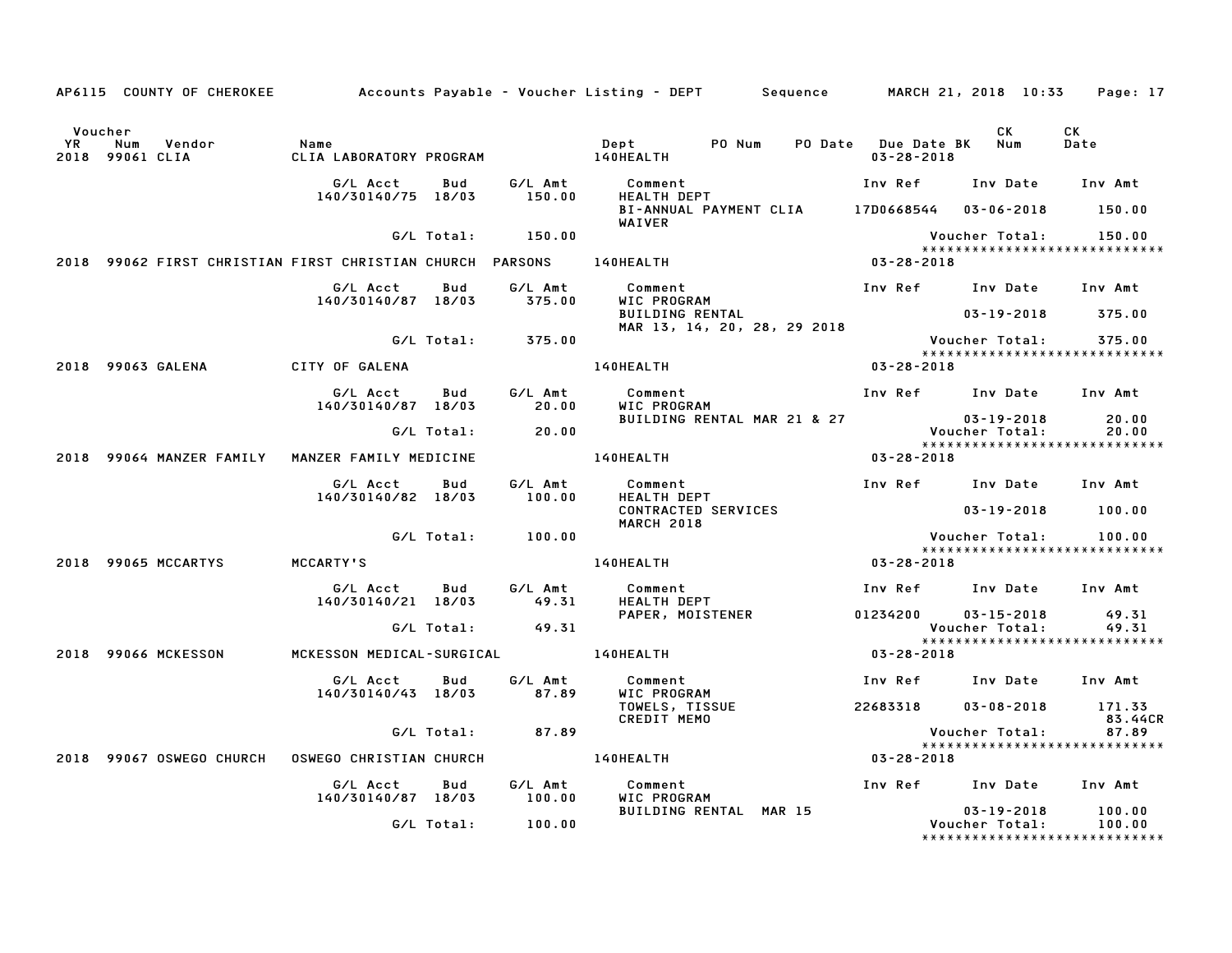AP6115 COUNTY OF CHEROKEE — Accounts Payable - Voucher Listing - DEPT — Sequence — MARCH 21, 2018 10:33

| Voucher YR | Num | Vendor | Name | Dept | PO Num | PO Date | Due Date | BK | CK Num | CK Date |
|---|---|---|---|---|---|---|---|---|---|---|
| 2018 | 99061 | CLIA | CLIA LABORATORY PROGRAM | 140HEALTH | | | 03-28-2018 | | | |

| G/L Acct | Bud | G/L Amt | Comment | Inv Ref | Inv Date | Inv Amt |
|---|---|---|---|---|---|---|
| 140/30140/75 | 18/03 | 150.00 | HEALTH DEPT | | | |
| | | | BI-ANNUAL PAYMENT CLIA WAIVER | 17D0668544 | 03-06-2018 | 150.00 |
| | G/L Total: | 150.00 | | | Voucher Total: | 150.00 |

*****************************

| Voucher YR | Num | Vendor | Name | Dept | Due Date |
|---|---|---|---|---|---|
| 2018 | 99062 | FIRST CHRISTIAN | FIRST CHRISTIAN CHURCH PARSONS | 140HEALTH | 03-28-2018 |

| G/L Acct | Bud | G/L Amt | Comment | Inv Ref | Inv Date | Inv Amt |
|---|---|---|---|---|---|---|
| 140/30140/87 | 18/03 | 375.00 | WIC PROGRAM | | | |
| | | | BUILDING RENTAL MAR 13, 14, 20, 28, 29 2018 | | 03-19-2018 | 375.00 |
| | G/L Total: | 375.00 | | | Voucher Total: | 375.00 |

*****************************

| Voucher YR | Num | Vendor | Name | Dept | Due Date |
|---|---|---|---|---|---|
| 2018 | 99063 | GALENA | CITY OF GALENA | 140HEALTH | 03-28-2018 |

| G/L Acct | Bud | G/L Amt | Comment | Inv Ref | Inv Date | Inv Amt |
|---|---|---|---|---|---|---|
| 140/30140/87 | 18/03 | 20.00 | WIC PROGRAM | | | |
| | | | BUILDING RENTAL MAR 21 & 27 | | 03-19-2018 | 20.00 |
| | G/L Total: | 20.00 | | | Voucher Total: | 20.00 |

*****************************

| Voucher YR | Num | Vendor | Name | Dept | Due Date |
|---|---|---|---|---|---|
| 2018 | 99064 | MANZER FAMILY | MANZER FAMILY MEDICINE | 140HEALTH | 03-28-2018 |

| G/L Acct | Bud | G/L Amt | Comment | Inv Ref | Inv Date | Inv Amt |
|---|---|---|---|---|---|---|
| 140/30140/82 | 18/03 | 100.00 | HEALTH DEPT | | | |
| | | | CONTRACTED SERVICES MARCH 2018 | | 03-19-2018 | 100.00 |
| | G/L Total: | 100.00 | | | Voucher Total: | 100.00 |

*****************************

| Voucher YR | Num | Vendor | Name | Dept | Due Date |
|---|---|---|---|---|---|
| 2018 | 99065 | MCCARTYS | MCCARTY'S | 140HEALTH | 03-28-2018 |

| G/L Acct | Bud | G/L Amt | Comment | Inv Ref | Inv Date | Inv Amt |
|---|---|---|---|---|---|---|
| 140/30140/21 | 18/03 | 49.31 | HEALTH DEPT | | | |
| | | | PAPER, MOISTENER | 01234200 | 03-15-2018 | 49.31 |
| | G/L Total: | 49.31 | | | Voucher Total: | 49.31 |

*****************************

| Voucher YR | Num | Vendor | Name | Dept | Due Date |
|---|---|---|---|---|---|
| 2018 | 99066 | MCKESSON | MCKESSON MEDICAL-SURGICAL | 140HEALTH | 03-28-2018 |

| G/L Acct | Bud | G/L Amt | Comment | Inv Ref | Inv Date | Inv Amt |
|---|---|---|---|---|---|---|
| 140/30140/43 | 18/03 | 87.89 | WIC PROGRAM | | | |
| | | | TOWELS, TISSUE | 22683318 | 03-08-2018 | 171.33 |
| | | | CREDIT MEMO | | | 83.44CR |
| | G/L Total: | 87.89 | | | Voucher Total: | 87.89 |

*****************************

| Voucher YR | Num | Vendor | Name | Dept | Due Date |
|---|---|---|---|---|---|
| 2018 | 99067 | OSWEGO CHURCH | OSWEGO CHRISTIAN CHURCH | 140HEALTH | 03-28-2018 |

| G/L Acct | Bud | G/L Amt | Comment | Inv Ref | Inv Date | Inv Amt |
|---|---|---|---|---|---|---|
| 140/30140/87 | 18/03 | 100.00 | WIC PROGRAM | | | |
| | | | BUILDING RENTAL MAR 15 | | 03-19-2018 | 100.00 |
| | G/L Total: | 100.00 | | | Voucher Total: | 100.00 |

*****************************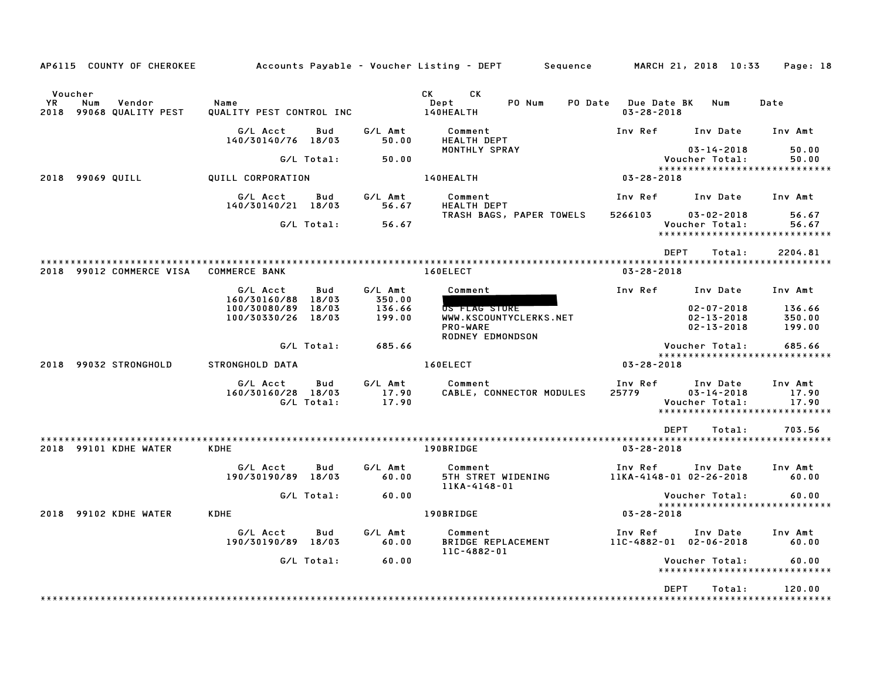AP6115 COUNTY OF CHEROKEE Accounts Payable - Voucher Listing - DEPT Sequence MARCH 21, 2018 10:33

| Voucher YR | Num | Vendor | Name | CK Dept | CK | PO Num | PO Date | Due Date BK | Num | Date |
|---|---|---|---|---|---|---|---|---|---|---|
| 2018 | 99068 | QUALITY PEST | QUALITY PEST CONTROL INC | 140HEALTH | | | | 03-28-2018 | | |

| G/L Acct | Bud | G/L Amt | Comment | Inv Ref | Inv Date | Inv Amt |
|---|---|---|---|---|---|---|
| 140/30140/76 | 18/03 | 50.00 | HEALTH DEPT | | | |
| | | | MONTHLY SPRAY | | 03-14-2018 | 50.00 |
| | G/L Total: | 50.00 | | | Voucher Total: | 50.00 |

| 2018 | 99069 | QUILL | QUILL CORPORATION | 140HEALTH | 03-28-2018 |
|---|---|---|---|---|---|

| G/L Acct | Bud | G/L Amt | Comment | Inv Ref | Inv Date | Inv Amt |
|---|---|---|---|---|---|---|
| 140/30140/21 | 18/03 | 56.67 | HEALTH DEPT | | | |
| | | | TRASH BAGS, PAPER TOWELS | 5266103 | 03-02-2018 | 56.67 |
| | G/L Total: | 56.67 | | | Voucher Total: | 56.67 |

DEPT Total: 2204.81

| 2018 | 99012 | COMMERCE VISA | COMMERCE BANK | 160ELECT | 03-28-2018 |
|---|---|---|---|---|---|

| G/L Acct | Bud | G/L Amt | Comment | Inv Ref | Inv Date | Inv Amt |
|---|---|---|---|---|---|---|
| 160/30160/88 | 18/03 | 350.00 | [REDACTED] | | | |
| 100/30080/89 | 18/03 | 136.66 | US FLAG STORE | | 02-07-2018 | 136.66 |
| 100/30330/26 | 18/03 | 199.00 | WWW.KSCOUNTYCLERKS.NET | | 02-13-2018 | 350.00 |
| | | | PRO-WARE | | 02-13-2018 | 199.00 |
| | | | RODNEY EDMONDSON | | | |
| | G/L Total: | 685.66 | | | Voucher Total: | 685.66 |

| 2018 | 99032 | STRONGHOLD | STRONGHOLD DATA | 160ELECT | 03-28-2018 |
|---|---|---|---|---|---|

| G/L Acct | Bud | G/L Amt | Comment | Inv Ref | Inv Date | Inv Amt |
|---|---|---|---|---|---|---|
| 160/30160/28 | 18/03 | 17.90 | CABLE, CONNECTOR MODULES | 25779 | 03-14-2018 | 17.90 |
| | G/L Total: | 17.90 | | | Voucher Total: | 17.90 |

DEPT Total: 703.56

| 2018 | 99101 | KDHE WATER | KDHE | 190BRIDGE | 03-28-2018 |
|---|---|---|---|---|---|

| G/L Acct | Bud | G/L Amt | Comment | Inv Ref | Inv Date | Inv Amt |
|---|---|---|---|---|---|---|
| 190/30190/89 | 18/03 | 60.00 | 5TH STRET WIDENING | 11KA-4148-01 | 02-26-2018 | 60.00 |
| | | | 11KA-4148-01 | | | |
| | G/L Total: | 60.00 | | | Voucher Total: | 60.00 |

| 2018 | 99102 | KDHE WATER | KDHE | 190BRIDGE | 03-28-2018 |
|---|---|---|---|---|---|

| G/L Acct | Bud | G/L Amt | Comment | Inv Ref | Inv Date | Inv Amt |
|---|---|---|---|---|---|---|
| 190/30190/89 | 18/03 | 60.00 | BRIDGE REPLACEMENT | 11C-4882-01 | 02-06-2018 | 60.00 |
| | | | 11C-4882-01 | | | |
| | G/L Total: | 60.00 | | | Voucher Total: | 60.00 |

DEPT Total: 120.00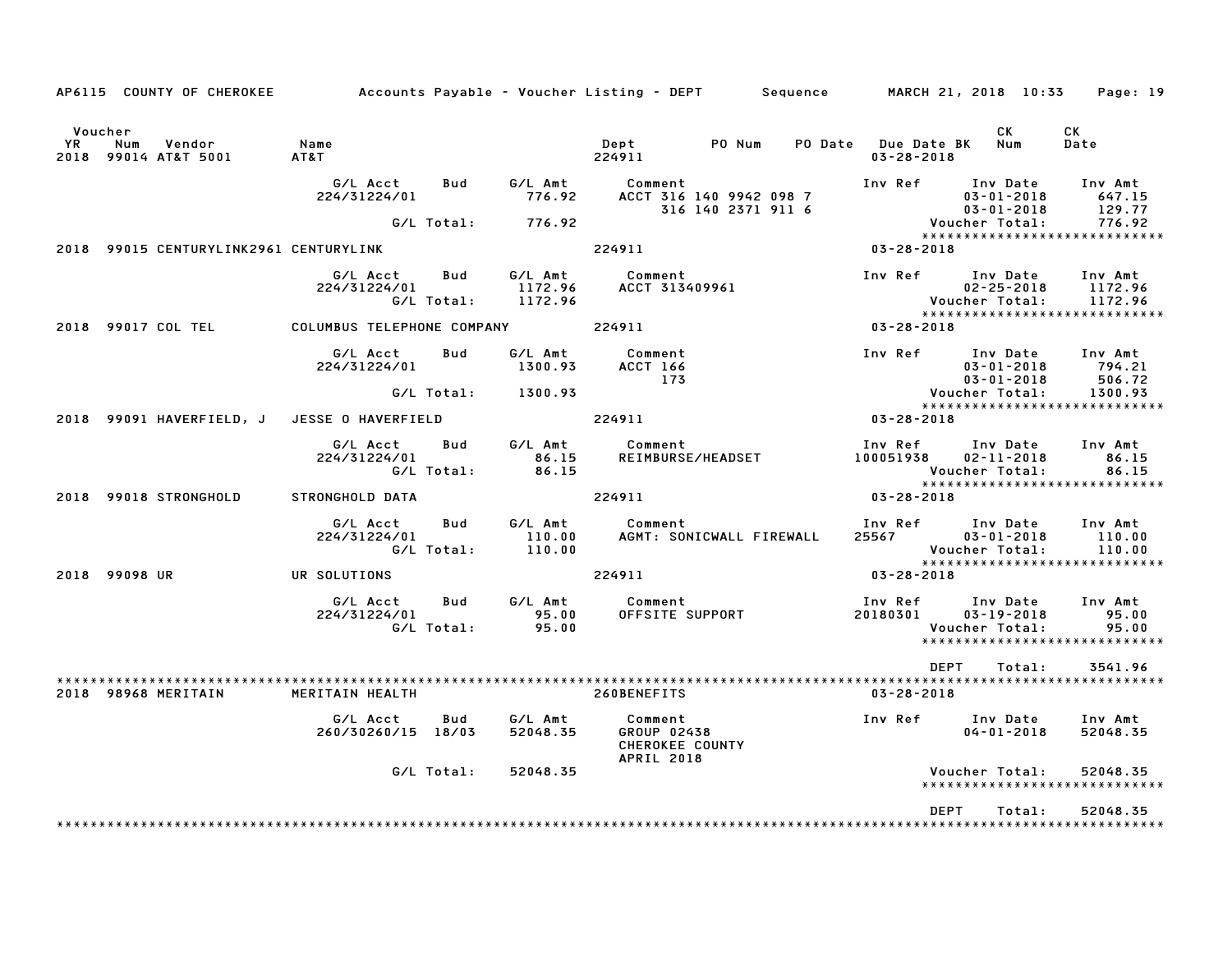AP6115 COUNTY OF CHEROKEE — Accounts Payable - Voucher Listing - DEPT — Sequence — MARCH 21, 2018 10:33

| Voucher YR | Num | Vendor | Name | Dept | PO Num | PO Date | Due Date BK | CK Num | CK Date |
|---|---|---|---|---|---|---|---|---|---|
| 2018 | 99014 | AT&T 5001 | AT&T | 224911 | | | 03-28-2018 | | |

| G/L Acct | Bud | G/L Amt | Comment | Inv Ref | Inv Date | Inv Amt |
|---|---|---|---|---|---|---|
| 224/31224/01 | | 776.92 | ACCT 316 140 9942 098 7 | | 03-01-2018 | 647.15 |
| | | | 316 140 2371 911 6 | | 03-01-2018 | 129.77 |
| | G/L Total: | 776.92 | | | Voucher Total: | 776.92 |

****************************

| Voucher YR | Num | Vendor | Name | Dept | Due Date BK |
|---|---|---|---|---|---|
| 2018 | 99015 | CENTURYLINK2961 | CENTURYLINK | 224911 | 03-28-2018 |

| G/L Acct | Bud | G/L Amt | Comment | Inv Ref | Inv Date | Inv Amt |
|---|---|---|---|---|---|---|
| 224/31224/01 | | 1172.96 | ACCT 313409961 | | 02-25-2018 | 1172.96 |
| | G/L Total: | 1172.96 | | | Voucher Total: | 1172.96 |

****************************

| Voucher YR | Num | Vendor | Name | Dept | Due Date BK |
|---|---|---|---|---|---|
| 2018 | 99017 | COL TEL | COLUMBUS TELEPHONE COMPANY | 224911 | 03-28-2018 |

| G/L Acct | Bud | G/L Amt | Comment | Inv Ref | Inv Date | Inv Amt |
|---|---|---|---|---|---|---|
| 224/31224/01 | | 1300.93 | ACCT 166 | | 03-01-2018 | 794.21 |
| | | | 173 | | 03-01-2018 | 506.72 |
| | G/L Total: | 1300.93 | | | Voucher Total: | 1300.93 |

****************************

| Voucher YR | Num | Vendor | Name | Dept | Due Date BK |
|---|---|---|---|---|---|
| 2018 | 99091 | HAVERFIELD, J | JESSE O HAVERFIELD | 224911 | 03-28-2018 |

| G/L Acct | Bud | G/L Amt | Comment | Inv Ref | Inv Date | Inv Amt |
|---|---|---|---|---|---|---|
| 224/31224/01 | | 86.15 | REIMBURSE/HEADSET | 100051938 | 02-11-2018 | 86.15 |
| | G/L Total: | 86.15 | | | Voucher Total: | 86.15 |

****************************

| Voucher YR | Num | Vendor | Name | Dept | Due Date BK |
|---|---|---|---|---|---|
| 2018 | 99018 | STRONGHOLD | STRONGHOLD DATA | 224911 | 03-28-2018 |

| G/L Acct | Bud | G/L Amt | Comment | Inv Ref | Inv Date | Inv Amt |
|---|---|---|---|---|---|---|
| 224/31224/01 | | 110.00 | AGMT: SONICWALL FIREWALL | 25567 | 03-01-2018 | 110.00 |
| | G/L Total: | 110.00 | | | Voucher Total: | 110.00 |

****************************

| Voucher YR | Num | Vendor | Name | Dept | Due Date BK |
|---|---|---|---|---|---|
| 2018 | 99098 | UR | UR SOLUTIONS | 224911 | 03-28-2018 |

| G/L Acct | Bud | G/L Amt | Comment | Inv Ref | Inv Date | Inv Amt |
|---|---|---|---|---|---|---|
| 224/31224/01 | | 95.00 | OFFSITE SUPPORT | 20180301 | 03-19-2018 | 95.00 |
| | G/L Total: | 95.00 | | | Voucher Total: | 95.00 |

****************************

DEPT Total: 3541.96

****************************

| Voucher YR | Num | Vendor | Name | Dept | Due Date BK |
|---|---|---|---|---|---|
| 2018 | 98968 | MERITAIN | MERITAIN HEALTH | 260BENEFITS | 03-28-2018 |

| G/L Acct | Bud | G/L Amt | Comment | Inv Ref | Inv Date | Inv Amt |
|---|---|---|---|---|---|---|
| 260/30260/15 | 18/03 | 52048.35 | GROUP 02438 | | 04-01-2018 | 52048.35 |
| | | | CHEROKEE COUNTY | | | |
| | | | APRIL 2018 | | | |
| | G/L Total: | 52048.35 | | | Voucher Total: | 52048.35 |

****************************

DEPT Total: 52048.35

****************************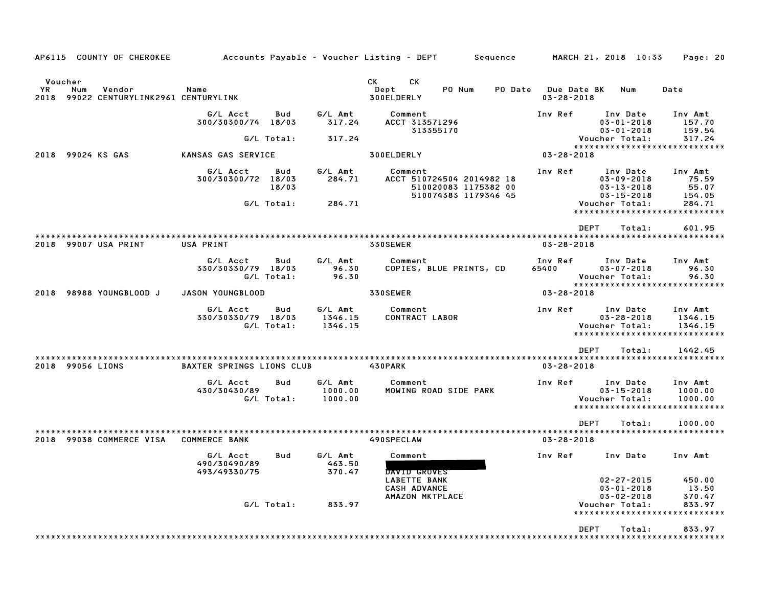AP6115 COUNTY OF CHEROKEE — Accounts Payable - Voucher Listing - DEPT — Sequence — MARCH 21, 2018 10:33

| Voucher YR | Num | Vendor | Name | CK Dept | CK | PO Num | PO Date | Due Date BK | Num | Date |
|---|---|---|---|---|---|---|---|---|---|---|
| 2018 | 99022 | CENTURYLINK2961 | CENTURYLINK | 300ELDERLY | | | | 03-28-2018 | | |

| G/L Acct | Bud | G/L Amt | Comment | Inv Ref | Inv Date | Inv Amt |
|---|---|---|---|---|---|---|
| 300/30300/74 | 18/03 | 317.24 | ACCT 313571296 | | 03-01-2018 | 157.70 |
| | | | 313355170 | | 03-01-2018 | 159.54 |
| | G/L Total: | 317.24 | | | Voucher Total: | 317.24 |

****************************

| Voucher YR | Num | Vendor | Name | CK Dept | Due Date |
|---|---|---|---|---|---|
| 2018 | 99024 | KS GAS | KANSAS GAS SERVICE | 300ELDERLY | 03-28-2018 |

| G/L Acct | Bud | G/L Amt | Comment | Inv Ref | Inv Date | Inv Amt |
|---|---|---|---|---|---|---|
| 300/30300/72 | 18/03 | 284.71 | ACCT 510724504 2014982 18 | | 03-09-2018 | 75.59 |
| | 18/03 | | 510020083 1175382 00 | | 03-13-2018 | 55.07 |
| | | | 510074383 1179346 45 | | 03-15-2018 | 154.05 |
| | G/L Total: | 284.71 | | | Voucher Total: | 284.71 |

****************************

DEPT Total: 601.95

****************************

| Voucher YR | Num | Vendor | Name | CK Dept | Due Date |
|---|---|---|---|---|---|
| 2018 | 99007 | USA PRINT | USA PRINT | 330SEWER | 03-28-2018 |

| G/L Acct | Bud | G/L Amt | Comment | Inv Ref | Inv Date | Inv Amt |
|---|---|---|---|---|---|---|
| 330/30330/79 | 18/03 | 96.30 | COPIES, BLUE PRINTS, CD | 65400 | 03-07-2018 | 96.30 |
| | G/L Total: | 96.30 | | | Voucher Total: | 96.30 |

****************************

| Voucher YR | Num | Vendor | Name | CK Dept | Due Date |
|---|---|---|---|---|---|
| 2018 | 98988 | YOUNGBLOOD J | JASON YOUNGBLOOD | 330SEWER | 03-28-2018 |

| G/L Acct | Bud | G/L Amt | Comment | Inv Ref | Inv Date | Inv Amt |
|---|---|---|---|---|---|---|
| 330/30330/79 | 18/03 | 1346.15 | CONTRACT LABOR | | 03-28-2018 | 1346.15 |
| | G/L Total: | 1346.15 | | | Voucher Total: | 1346.15 |

****************************

DEPT Total: 1442.45

****************************

| Voucher YR | Num | Vendor | Name | CK Dept | Due Date |
|---|---|---|---|---|---|
| 2018 | 99056 | LIONS | BAXTER SPRINGS LIONS CLUB | 430PARK | 03-28-2018 |

| G/L Acct | Bud | G/L Amt | Comment | Inv Ref | Inv Date | Inv Amt |
|---|---|---|---|---|---|---|
| 430/30430/89 | | 1000.00 | MOWING ROAD SIDE PARK | | 03-15-2018 | 1000.00 |
| | G/L Total: | 1000.00 | | | Voucher Total: | 1000.00 |

****************************

DEPT Total: 1000.00

****************************

| Voucher YR | Num | Vendor | Name | CK Dept | Due Date |
|---|---|---|---|---|---|
| 2018 | 99038 | COMMERCE VISA | COMMERCE BANK | 490SPECLAW | 03-28-2018 |

| G/L Acct | Bud | G/L Amt | Comment | Inv Ref | Inv Date | Inv Amt |
|---|---|---|---|---|---|---|
| 490/30490/89 | | 463.50 | [REDACTED] | | | |
| 493/49330/75 | | 370.47 | DAVID GROVES | | | |
| | | | LABETTE BANK | | 02-27-2015 | 450.00 |
| | | | CASH ADVANCE | | 03-01-2018 | 13.50 |
| | | | AMAZON MKTPLACE | | 03-02-2018 | 370.47 |
| | G/L Total: | 833.97 | | | Voucher Total: | 833.97 |

****************************

DEPT Total: 833.97

****************************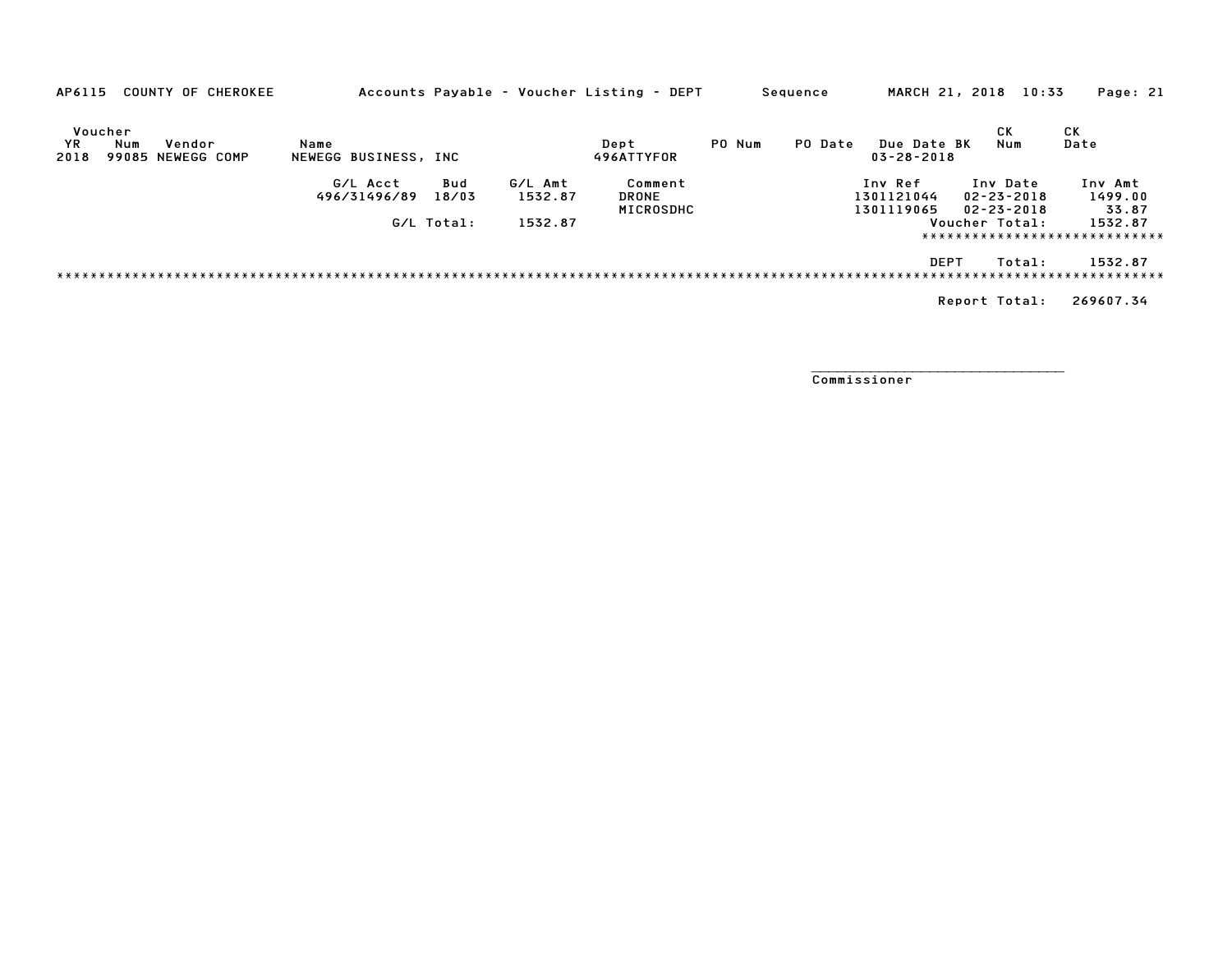AP6115 COUNTY OF CHEROKEE Accounts Payable - Voucher Listing - DEPT Sequence MARCH 21, 2018 10:33

| Voucher YR | Num | Vendor | Name | Dept | PO Num | PO Date | Due Date BK | CK Num | CK Date |
|---|---|---|---|---|---|---|---|---|---|
| 2018 | 99085 | NEWEGG COMP | NEWEGG BUSINESS, INC | 496ATTYFOR | | | 03-28-2018 | | |

| G/L Acct | Bud | G/L Amt | Comment | Inv Ref | Inv Date | Inv Amt |
|---|---|---|---|---|---|---|
| 496/31496/89 | 18/03 | 1532.87 | DRONE | 1301121044 | 02-23-2018 | 1499.00 |
| | | | MICROSDHC | 1301119065 | 02-23-2018 | 33.87 |
| | G/L Total: | 1532.87 | | | Voucher Total: | 1532.87 |

DEPT Total: 1532.87

Report Total: 269607.34

________________________________
Commissioner